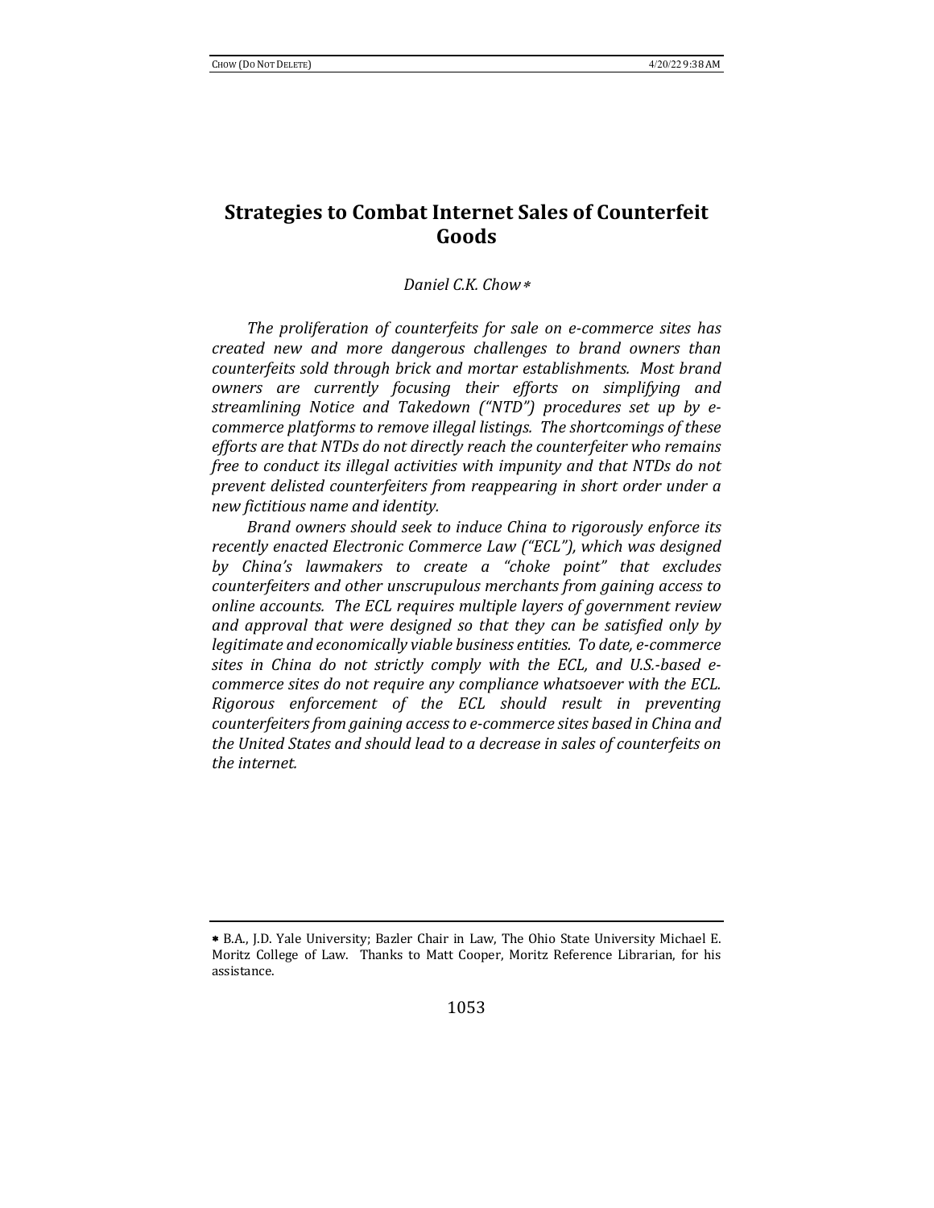# Strategies to Combat Internet Sales of Counterfeit Goods

*Daniel C.K. Chow* *

*The proliferation of counterfeits for sale on e-commerce sites has created new and more dangerous challenges to brand owners than counterfeits sold through brick and mortar establishments. Most brand owners are currently focusing their efforts on simplifying and streamlining Notice and Takedown ("NTD") procedures set up by e-commerce platforms to remove illegal listings. The shortcomings of these efforts are that NTDs do not directly reach the counterfeiter who remains free to conduct its illegal activities with impunity and that NTDs do not prevent delisted counterfeiters from reappearing in short order under a new fictitious name and identity.*

*Brand owners should seek to induce China to rigorously enforce its recently enacted Electronic Commerce Law ("ECL"), which was designed by China's lawmakers to create a "choke point" that excludes counterfeiters and other unscrupulous merchants from gaining access to online accounts. The ECL requires multiple layers of government review and approval that were designed so that they can be satisfied only by legitimate and economically viable business entities. To date, e-commerce sites in China do not strictly comply with the ECL, and U.S.-based e-commerce sites do not require any compliance whatsoever with the ECL. Rigorous enforcement of the ECL should result in preventing counterfeiters from gaining access to e-commerce sites based in China and the United States and should lead to a decrease in sales of counterfeits on the internet.*

---

* B.A., J.D. Yale University; Bazler Chair in Law, The Ohio State University Michael E. Moritz College of Law. Thanks to Matt Cooper, Moritz Reference Librarian, for his assistance.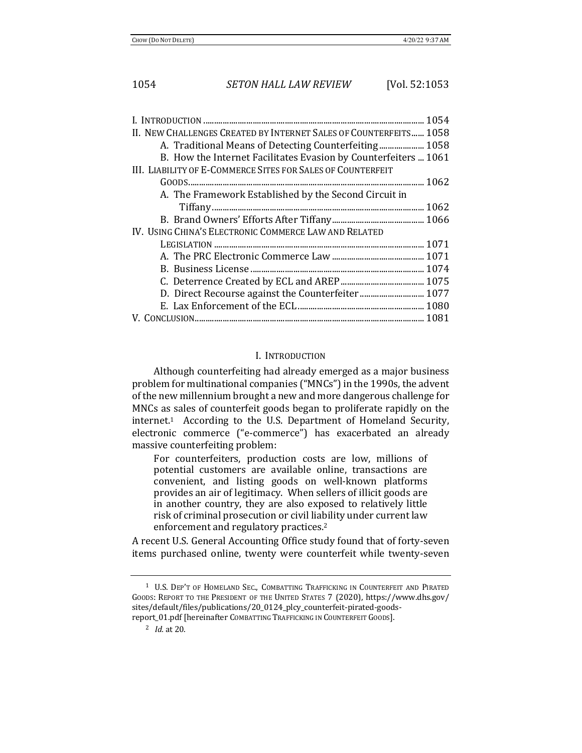| | |
|---|---|
| I. INTRODUCTION | 1054 |
| II. NEW CHALLENGES CREATED BY INTERNET SALES OF COUNTERFEITS | 1058 |
| A. Traditional Means of Detecting Counterfeiting | 1058 |
| B. How the Internet Facilitates Evasion by Counterfeiters | 1061 |
| III. LIABILITY OF E-COMMERCE SITES FOR SALES OF COUNTERFEIT GOODS | 1062 |
| A. The Framework Established by the Second Circuit in Tiffany | 1062 |
| B. Brand Owners' Efforts After Tiffany | 1066 |
| IV. USING CHINA'S ELECTRONIC COMMERCE LAW AND RELATED LEGISLATION | 1071 |
| A. The PRC Electronic Commerce Law | 1071 |
| B. Business License | 1074 |
| C. Deterrence Created by ECL and AREP | 1075 |
| D. Direct Recourse against the Counterfeiter | 1077 |
| E. Lax Enforcement of the ECL | 1080 |
| V. CONCLUSION | 1081 |

## I. INTRODUCTION

Although counterfeiting had already emerged as a major business problem for multinational companies ("MNCs") in the 1990s, the advent of the new millennium brought a new and more dangerous challenge for MNCs as sales of counterfeit goods began to proliferate rapidly on the internet.[1] According to the U.S. Department of Homeland Security, electronic commerce ("e-commerce") has exacerbated an already massive counterfeiting problem:

> For counterfeiters, production costs are low, millions of potential customers are available online, transactions are convenient, and listing goods on well-known platforms provides an air of legitimacy. When sellers of illicit goods are in another country, they are also exposed to relatively little risk of criminal prosecution or civil liability under current law enforcement and regulatory practices.[2]

A recent U.S. General Accounting Office study found that of forty-seven items purchased online, twenty were counterfeit while twenty-seven

---

[1] U.S. DEP'T OF HOMELAND SEC., COMBATTING TRAFFICKING IN COUNTERFEIT AND PIRATED GOODS: REPORT TO THE PRESIDENT OF THE UNITED STATES 7 (2020), https://www.dhs.gov/sites/default/files/publications/20_0124_plcy_counterfeit-pirated-goods-report_01.pdf [hereinafter COMBATTING TRAFFICKING IN COUNTERFEIT GOODS].

[2] *Id.* at 20.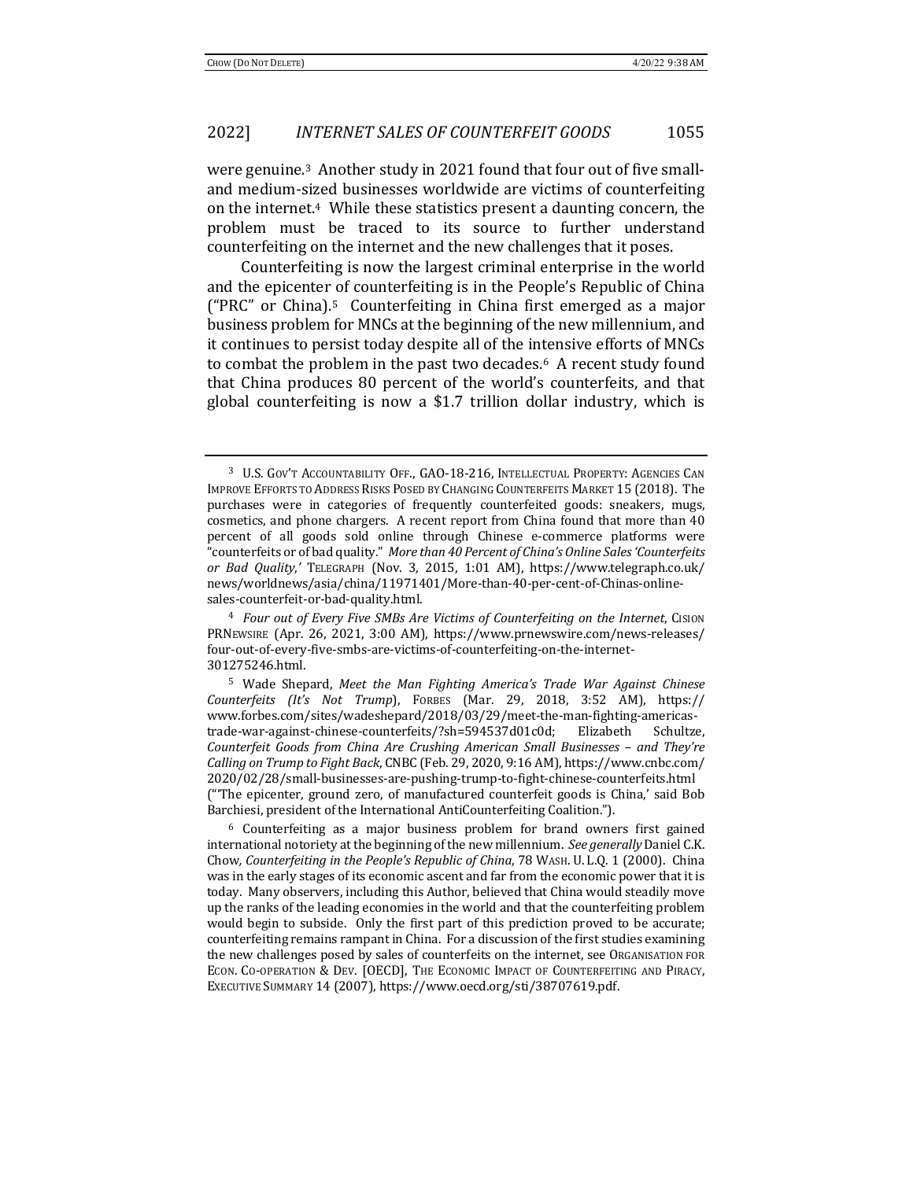were genuine.[3] Another study in 2021 found that four out of five small- and medium-sized businesses worldwide are victims of counterfeiting on the internet.[4] While these statistics present a daunting concern, the problem must be traced to its source to further understand counterfeiting on the internet and the new challenges that it poses.

Counterfeiting is now the largest criminal enterprise in the world and the epicenter of counterfeiting is in the People's Republic of China ("PRC" or China).[5] Counterfeiting in China first emerged as a major business problem for MNCs at the beginning of the new millennium, and it continues to persist today despite all of the intensive efforts of MNCs to combat the problem in the past two decades.[6] A recent study found that China produces 80 percent of the world's counterfeits, and that global counterfeiting is now a $1.7 trillion dollar industry, which is

---

[3] U.S. GOV'T ACCOUNTABILITY OFF., GAO-18-216, INTELLECTUAL PROPERTY: AGENCIES CAN IMPROVE EFFORTS TO ADDRESS RISKS POSED BY CHANGING COUNTERFEITS MARKET 15 (2018). The purchases were in categories of frequently counterfeited goods: sneakers, mugs, cosmetics, and phone chargers. A recent report from China found that more than 40 percent of all goods sold online through Chinese e-commerce platforms were "counterfeits or of bad quality." *More than 40 Percent of China's Online Sales 'Counterfeits or Bad Quality*,' TELEGRAPH (Nov. 3, 2015, 1:01 AM), https://www.telegraph.co.uk/news/worldnews/asia/china/11971401/More-than-40-per-cent-of-Chinas-online-sales-counterfeit-or-bad-quality.html.

[4] *Four out of Every Five SMBs Are Victims of Counterfeiting on the Internet*, CISION PRNEWSIRE (Apr. 26, 2021, 3:00 AM), https://www.prnewswire.com/news-releases/four-out-of-every-five-smbs-are-victims-of-counterfeiting-on-the-internet-301275246.html.

[5] Wade Shepard, *Meet the Man Fighting America's Trade War Against Chinese Counterfeits (It's Not Trump)*, FORBES (Mar. 29, 2018, 3:52 AM), https://www.forbes.com/sites/wadeshepard/2018/03/29/meet-the-man-fighting-americas-trade-war-against-chinese-counterfeits/?sh=594537d01c0d; Elizabeth Schultze, *Counterfeit Goods from China Are Crushing American Small Businesses – and They're Calling on Trump to Fight Back*, CNBC (Feb. 29, 2020, 9:16 AM), https://www.cnbc.com/2020/02/28/small-businesses-are-pushing-trump-to-fight-chinese-counterfeits.html ("'The epicenter, ground zero, of manufactured counterfeit goods is China,' said Bob Barchiesi, president of the International AntiCounterfeiting Coalition.").

[6] Counterfeiting as a major business problem for brand owners first gained international notoriety at the beginning of the new millennium. *See generally* Daniel C.K. Chow, *Counterfeiting in the People's Republic of China*, 78 WASH. U. L.Q. 1 (2000). China was in the early stages of its economic ascent and far from the economic power that it is today. Many observers, including this Author, believed that China would steadily move up the ranks of the leading economies in the world and that the counterfeiting problem would begin to subside. Only the first part of this prediction proved to be accurate; counterfeiting remains rampant in China. For a discussion of the first studies examining the new challenges posed by sales of counterfeits on the internet, see ORGANISATION FOR ECON. CO-OPERATION & DEV. [OECD], THE ECONOMIC IMPACT OF COUNTERFEITING AND PIRACY, EXECUTIVE SUMMARY 14 (2007), https://www.oecd.org/sti/38707619.pdf.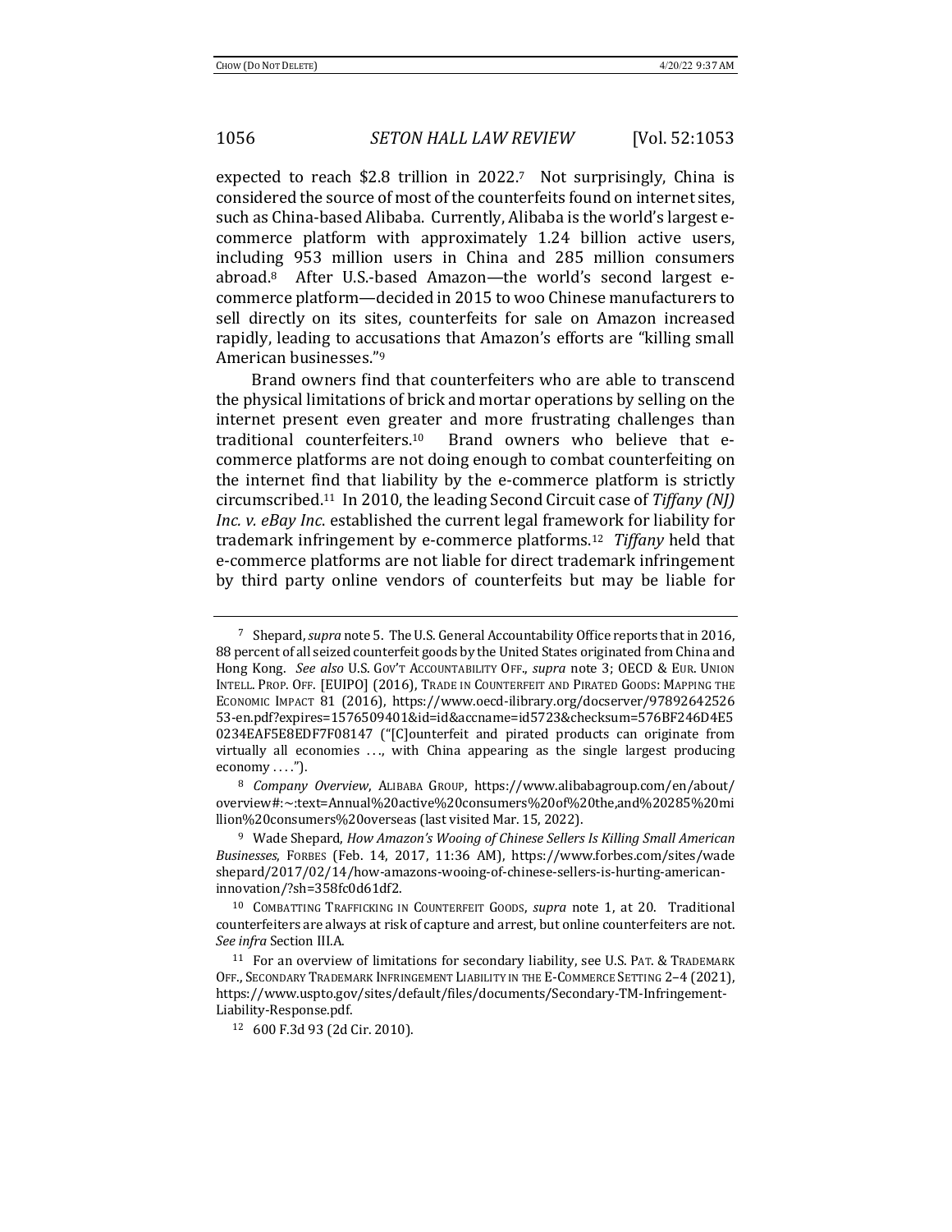expected to reach $2.8 trillion in 2022.[7] Not surprisingly, China is considered the source of most of the counterfeits found on internet sites, such as China-based Alibaba. Currently, Alibaba is the world's largest e-commerce platform with approximately 1.24 billion active users, including 953 million users in China and 285 million consumers abroad.[8] After U.S.-based Amazon—the world's second largest e-commerce platform—decided in 2015 to woo Chinese manufacturers to sell directly on its sites, counterfeits for sale on Amazon increased rapidly, leading to accusations that Amazon's efforts are "killing small American businesses."[9]

Brand owners find that counterfeiters who are able to transcend the physical limitations of brick and mortar operations by selling on the internet present even greater and more frustrating challenges than traditional counterfeiters.[10] Brand owners who believe that e-commerce platforms are not doing enough to combat counterfeiting on the internet find that liability by the e-commerce platform is strictly circumscribed.[11] In 2010, the leading Second Circuit case of *Tiffany (NJ) Inc. v. eBay Inc.* established the current legal framework for liability for trademark infringement by e-commerce platforms.[12] *Tiffany* held that e-commerce platforms are not liable for direct trademark infringement by third party online vendors of counterfeits but may be liable for

---

[7] Shepard, *supra* note 5. The U.S. General Accountability Office reports that in 2016, 88 percent of all seized counterfeit goods by the United States originated from China and Hong Kong. *See also* U.S. GOV'T ACCOUNTABILITY OFF., *supra* note 3; OECD & EUR. UNION INTELL. PROP. OFF. [EUIPO] (2016), TRADE IN COUNTERFEIT AND PIRATED GOODS: MAPPING THE ECONOMIC IMPACT 81 (2016), https://www.oecd-ilibrary.org/docserver/9789264252653-en.pdf?expires=1576509401&id=id&accname=id5723&checksum=576BF246D4E50234EAF5E8EDF7F08147 ("[C]ounterfeit and pirated products can originate from virtually all economies . . ., with China appearing as the single largest producing economy . . . .").

[8] *Company Overview*, ALIBABA GROUP, https://www.alibabagroup.com/en/about/overview#:~:text=Annual%20active%20consumers%20of%20the,and%20285%20million%20consumers%20overseas (last visited Mar. 15, 2022).

[9] Wade Shepard, *How Amazon's Wooing of Chinese Sellers Is Killing Small American Businesses*, FORBES (Feb. 14, 2017, 11:36 AM), https://www.forbes.com/sites/wadeshepard/2017/02/14/how-amazons-wooing-of-chinese-sellers-is-hurting-american-innovation/?sh=358fc0d61df2.

[10] COMBATTING TRAFFICKING IN COUNTERFEIT GOODS, *supra* note 1, at 20. Traditional counterfeiters are always at risk of capture and arrest, but online counterfeiters are not. *See infra* Section III.A.

[11] For an overview of limitations for secondary liability, see U.S. PAT. & TRADEMARK OFF., SECONDARY TRADEMARK INFRINGEMENT LIABILITY IN THE E-COMMERCE SETTING 2–4 (2021), https://www.uspto.gov/sites/default/files/documents/Secondary-TM-Infringement-Liability-Response.pdf.

[12] 600 F.3d 93 (2d Cir. 2010).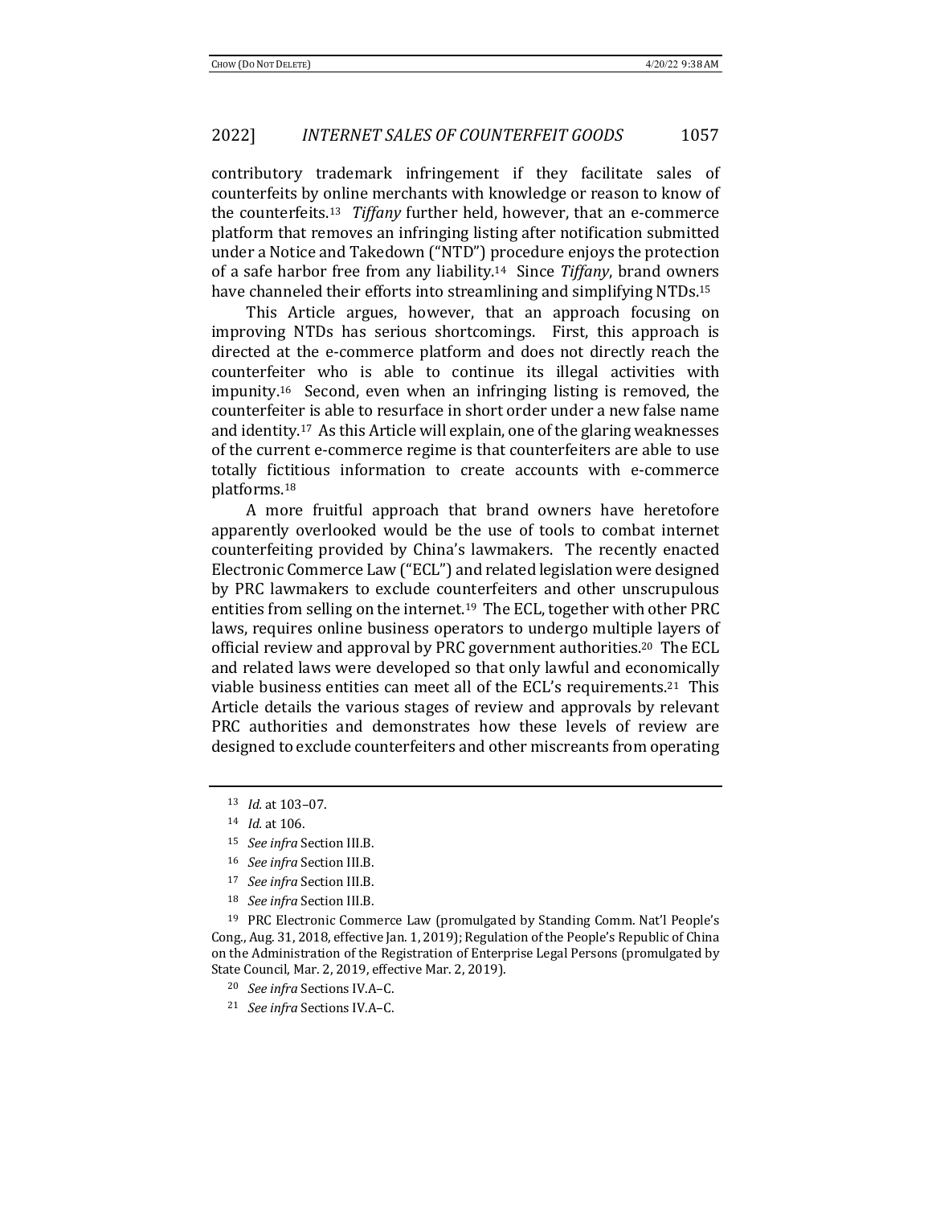contributory trademark infringement if they facilitate sales of counterfeits by online merchants with knowledge or reason to know of the counterfeits.[13] *Tiffany* further held, however, that an e-commerce platform that removes an infringing listing after notification submitted under a Notice and Takedown ("NTD") procedure enjoys the protection of a safe harbor free from any liability.[14] Since *Tiffany*, brand owners have channeled their efforts into streamlining and simplifying NTDs.[15]

This Article argues, however, that an approach focusing on improving NTDs has serious shortcomings. First, this approach is directed at the e-commerce platform and does not directly reach the counterfeiter who is able to continue its illegal activities with impunity.[16] Second, even when an infringing listing is removed, the counterfeiter is able to resurface in short order under a new false name and identity.[17] As this Article will explain, one of the glaring weaknesses of the current e-commerce regime is that counterfeiters are able to use totally fictitious information to create accounts with e-commerce platforms.[18]

A more fruitful approach that brand owners have heretofore apparently overlooked would be the use of tools to combat internet counterfeiting provided by China's lawmakers. The recently enacted Electronic Commerce Law ("ECL") and related legislation were designed by PRC lawmakers to exclude counterfeiters and other unscrupulous entities from selling on the internet.[19] The ECL, together with other PRC laws, requires online business operators to undergo multiple layers of official review and approval by PRC government authorities.[20] The ECL and related laws were developed so that only lawful and economically viable business entities can meet all of the ECL's requirements.[21] This Article details the various stages of review and approvals by relevant PRC authorities and demonstrates how these levels of review are designed to exclude counterfeiters and other miscreants from operating

---

[13] *Id.* at 103–07.

[14] *Id.* at 106.

[15] *See infra* Section III.B.

[16] *See infra* Section III.B.

[17] *See infra* Section III.B.

[18] *See infra* Section III.B.

[19] PRC Electronic Commerce Law (promulgated by Standing Comm. Nat'l People's Cong., Aug. 31, 2018, effective Jan. 1, 2019); Regulation of the People's Republic of China on the Administration of the Registration of Enterprise Legal Persons (promulgated by State Council, Mar. 2, 2019, effective Mar. 2, 2019).

[20] *See infra* Sections IV.A–C.

[21] *See infra* Sections IV.A–C.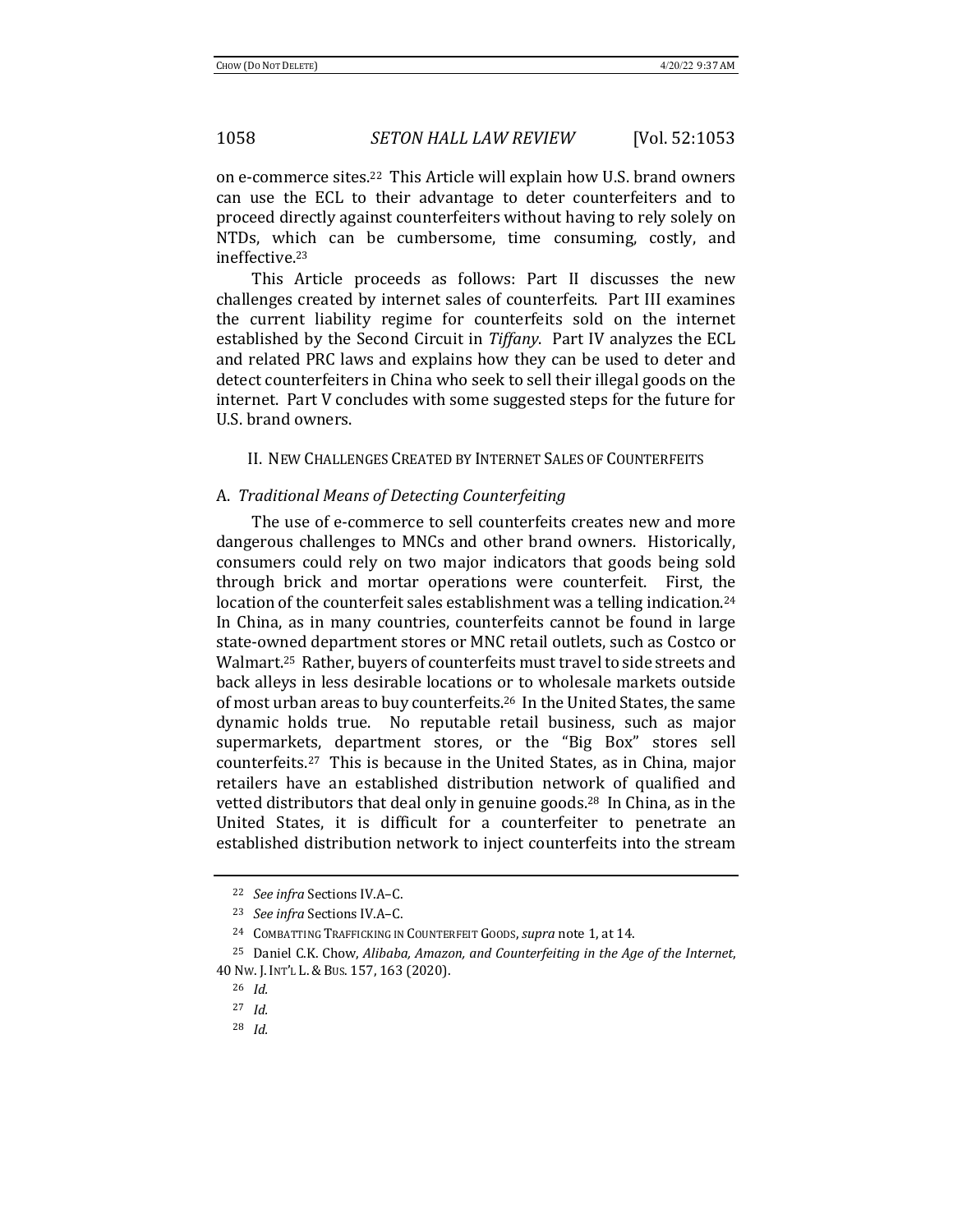on e-commerce sites.[22] This Article will explain how U.S. brand owners can use the ECL to their advantage to deter counterfeiters and to proceed directly against counterfeiters without having to rely solely on NTDs, which can be cumbersome, time consuming, costly, and ineffective.[23]

This Article proceeds as follows: Part II discusses the new challenges created by internet sales of counterfeits. Part III examines the current liability regime for counterfeits sold on the internet established by the Second Circuit in *Tiffany*. Part IV analyzes the ECL and related PRC laws and explains how they can be used to deter and detect counterfeiters in China who seek to sell their illegal goods on the internet. Part V concludes with some suggested steps for the future for U.S. brand owners.

## II. New Challenges Created by Internet Sales of Counterfeits

### A. *Traditional Means of Detecting Counterfeiting*

The use of e-commerce to sell counterfeits creates new and more dangerous challenges to MNCs and other brand owners. Historically, consumers could rely on two major indicators that goods being sold through brick and mortar operations were counterfeit. First, the location of the counterfeit sales establishment was a telling indication.[24] In China, as in many countries, counterfeits cannot be found in large state-owned department stores or MNC retail outlets, such as Costco or Walmart.[25] Rather, buyers of counterfeits must travel to side streets and back alleys in less desirable locations or to wholesale markets outside of most urban areas to buy counterfeits.[26] In the United States, the same dynamic holds true. No reputable retail business, such as major supermarkets, department stores, or the "Big Box" stores sell counterfeits.[27] This is because in the United States, as in China, major retailers have an established distribution network of qualified and vetted distributors that deal only in genuine goods.[28] In China, as in the United States, it is difficult for a counterfeiter to penetrate an established distribution network to inject counterfeits into the stream

---

[22] *See infra* Sections IV.A–C.

[23] *See infra* Sections IV.A–C.

[24] Combatting Trafficking in Counterfeit Goods, *supra* note 1, at 14.

[25] Daniel C.K. Chow, *Alibaba, Amazon, and Counterfeiting in the Age of the Internet*, 40 Nw. J. Int'l L. & Bus. 157, 163 (2020).

[26] *Id.*

[27] *Id.*

[28] *Id.*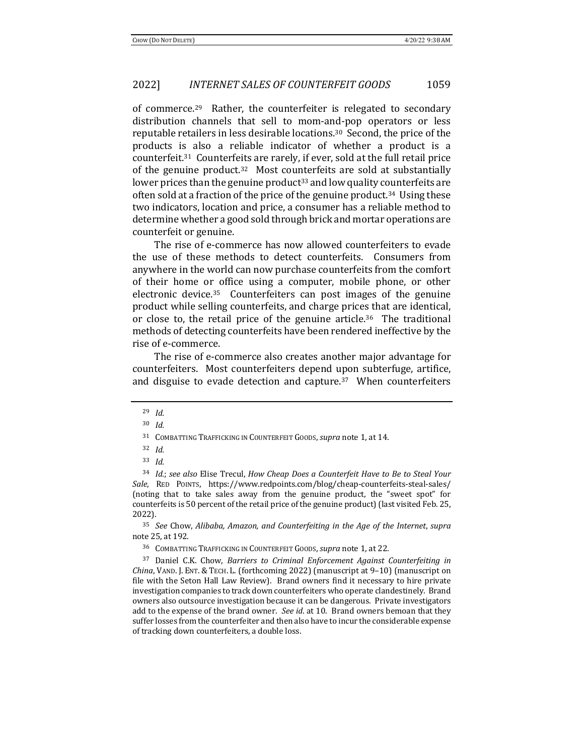of commerce.[29] Rather, the counterfeiter is relegated to secondary distribution channels that sell to mom-and-pop operators or less reputable retailers in less desirable locations.[30] Second, the price of the products is also a reliable indicator of whether a product is a counterfeit.[31] Counterfeits are rarely, if ever, sold at the full retail price of the genuine product.[32] Most counterfeits are sold at substantially lower prices than the genuine product[33] and low quality counterfeits are often sold at a fraction of the price of the genuine product.[34] Using these two indicators, location and price, a consumer has a reliable method to determine whether a good sold through brick and mortar operations are counterfeit or genuine.

The rise of e-commerce has now allowed counterfeiters to evade the use of these methods to detect counterfeits. Consumers from anywhere in the world can now purchase counterfeits from the comfort of their home or office using a computer, mobile phone, or other electronic device.[35] Counterfeiters can post images of the genuine product while selling counterfeits, and charge prices that are identical, or close to, the retail price of the genuine article.[36] The traditional methods of detecting counterfeits have been rendered ineffective by the rise of e-commerce.

The rise of e-commerce also creates another major advantage for counterfeiters. Most counterfeiters depend upon subterfuge, artifice, and disguise to evade detection and capture.[37] When counterfeiters

---

[29] *Id.*

[30] *Id.*

[31] COMBATTING TRAFFICKING IN COUNTERFEIT GOODS, *supra* note 1, at 14.

[32] *Id.*

[33] *Id.*

[34] *Id.*; *see also* Elise Trecul, *How Cheap Does a Counterfeit Have to Be to Steal Your Sale*, RED POINTS, https://www.redpoints.com/blog/cheap-counterfeits-steal-sales/ (noting that to take sales away from the genuine product, the "sweet spot" for counterfeits is 50 percent of the retail price of the genuine product) (last visited Feb. 25, 2022).

[35] *See* Chow, *Alibaba, Amazon, and Counterfeiting in the Age of the Internet*, *supra* note 25, at 192.

[36] COMBATTING TRAFFICKING IN COUNTERFEIT GOODS, *supra* note 1, at 22.

[37] Daniel C.K. Chow, *Barriers to Criminal Enforcement Against Counterfeiting in China*, VAND. J. ENT. & TECH. L. (forthcoming 2022) (manuscript at 9–10) (manuscript on file with the Seton Hall Law Review). Brand owners find it necessary to hire private investigation companies to track down counterfeiters who operate clandestinely. Brand owners also outsource investigation because it can be dangerous. Private investigators add to the expense of the brand owner. *See id.* at 10. Brand owners bemoan that they suffer losses from the counterfeiter and then also have to incur the considerable expense of tracking down counterfeiters, a double loss.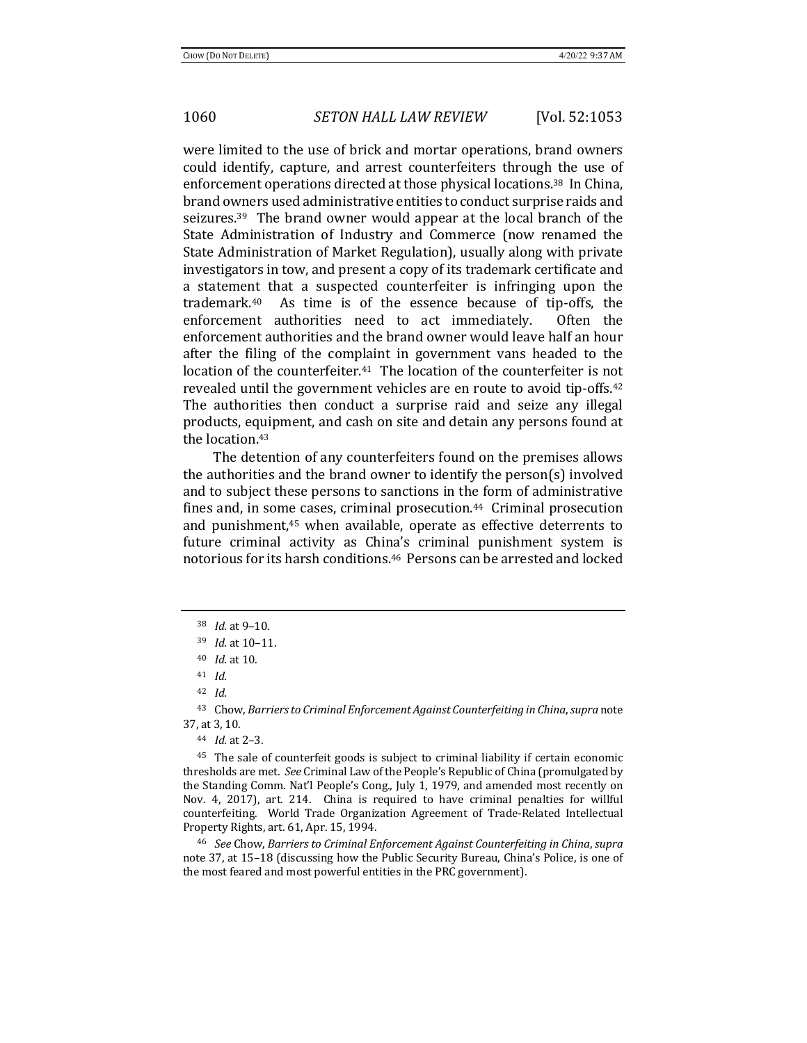were limited to the use of brick and mortar operations, brand owners could identify, capture, and arrest counterfeiters through the use of enforcement operations directed at those physical locations.[38] In China, brand owners used administrative entities to conduct surprise raids and seizures.[39] The brand owner would appear at the local branch of the State Administration of Industry and Commerce (now renamed the State Administration of Market Regulation), usually along with private investigators in tow, and present a copy of its trademark certificate and a statement that a suspected counterfeiter is infringing upon the trademark.[40] As time is of the essence because of tip-offs, the enforcement authorities need to act immediately. Often the enforcement authorities and the brand owner would leave half an hour after the filing of the complaint in government vans headed to the location of the counterfeiter.[41] The location of the counterfeiter is not revealed until the government vehicles are en route to avoid tip-offs.[42] The authorities then conduct a surprise raid and seize any illegal products, equipment, and cash on site and detain any persons found at the location.[43]

The detention of any counterfeiters found on the premises allows the authorities and the brand owner to identify the person(s) involved and to subject these persons to sanctions in the form of administrative fines and, in some cases, criminal prosecution.[44] Criminal prosecution and punishment,[45] when available, operate as effective deterrents to future criminal activity as China's criminal punishment system is notorious for its harsh conditions.[46] Persons can be arrested and locked

---

[38] *Id.* at 9–10.

[39] *Id.* at 10–11.

[40] *Id.* at 10.

[41] *Id.*

[42] *Id.*

[43] Chow, *Barriers to Criminal Enforcement Against Counterfeiting in China*, *supra* note 37, at 3, 10.

[44] *Id.* at 2–3.

[45] The sale of counterfeit goods is subject to criminal liability if certain economic thresholds are met. *See* Criminal Law of the People's Republic of China (promulgated by the Standing Comm. Nat'l People's Cong., July 1, 1979, and amended most recently on Nov. 4, 2017), art. 214. China is required to have criminal penalties for willful counterfeiting. World Trade Organization Agreement of Trade-Related Intellectual Property Rights, art. 61, Apr. 15, 1994.

[46] *See* Chow, *Barriers to Criminal Enforcement Against Counterfeiting in China*, *supra* note 37, at 15–18 (discussing how the Public Security Bureau, China's Police, is one of the most feared and most powerful entities in the PRC government).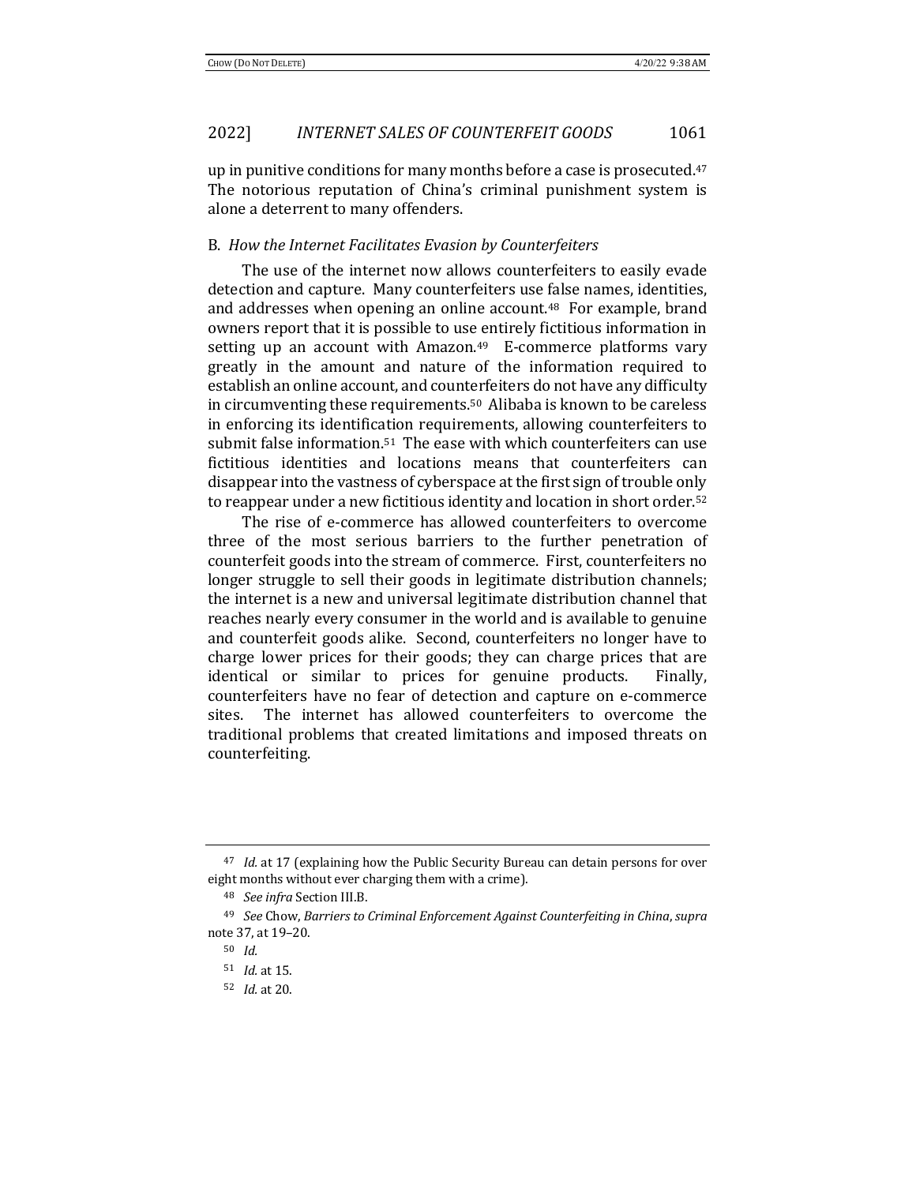up in punitive conditions for many months before a case is prosecuted.[47] The notorious reputation of China's criminal punishment system is alone a deterrent to many offenders.

### B. *How the Internet Facilitates Evasion by Counterfeiters*

The use of the internet now allows counterfeiters to easily evade detection and capture. Many counterfeiters use false names, identities, and addresses when opening an online account.[48] For example, brand owners report that it is possible to use entirely fictitious information in setting up an account with Amazon.[49] E-commerce platforms vary greatly in the amount and nature of the information required to establish an online account, and counterfeiters do not have any difficulty in circumventing these requirements.[50] Alibaba is known to be careless in enforcing its identification requirements, allowing counterfeiters to submit false information.[51] The ease with which counterfeiters can use fictitious identities and locations means that counterfeiters can disappear into the vastness of cyberspace at the first sign of trouble only to reappear under a new fictitious identity and location in short order.[52]

The rise of e-commerce has allowed counterfeiters to overcome three of the most serious barriers to the further penetration of counterfeit goods into the stream of commerce. First, counterfeiters no longer struggle to sell their goods in legitimate distribution channels; the internet is a new and universal legitimate distribution channel that reaches nearly every consumer in the world and is available to genuine and counterfeit goods alike. Second, counterfeiters no longer have to charge lower prices for their goods; they can charge prices that are identical or similar to prices for genuine products. Finally, counterfeiters have no fear of detection and capture on e-commerce sites. The internet has allowed counterfeiters to overcome the traditional problems that created limitations and imposed threats on counterfeiting.

---

[47] *Id.* at 17 (explaining how the Public Security Bureau can detain persons for over eight months without ever charging them with a crime).

[48] *See infra* Section III.B.

[49] *See* Chow, *Barriers to Criminal Enforcement Against Counterfeiting in China*, *supra* note 37, at 19–20.

[50] *Id.*

[51] *Id.* at 15.

[52] *Id.* at 20.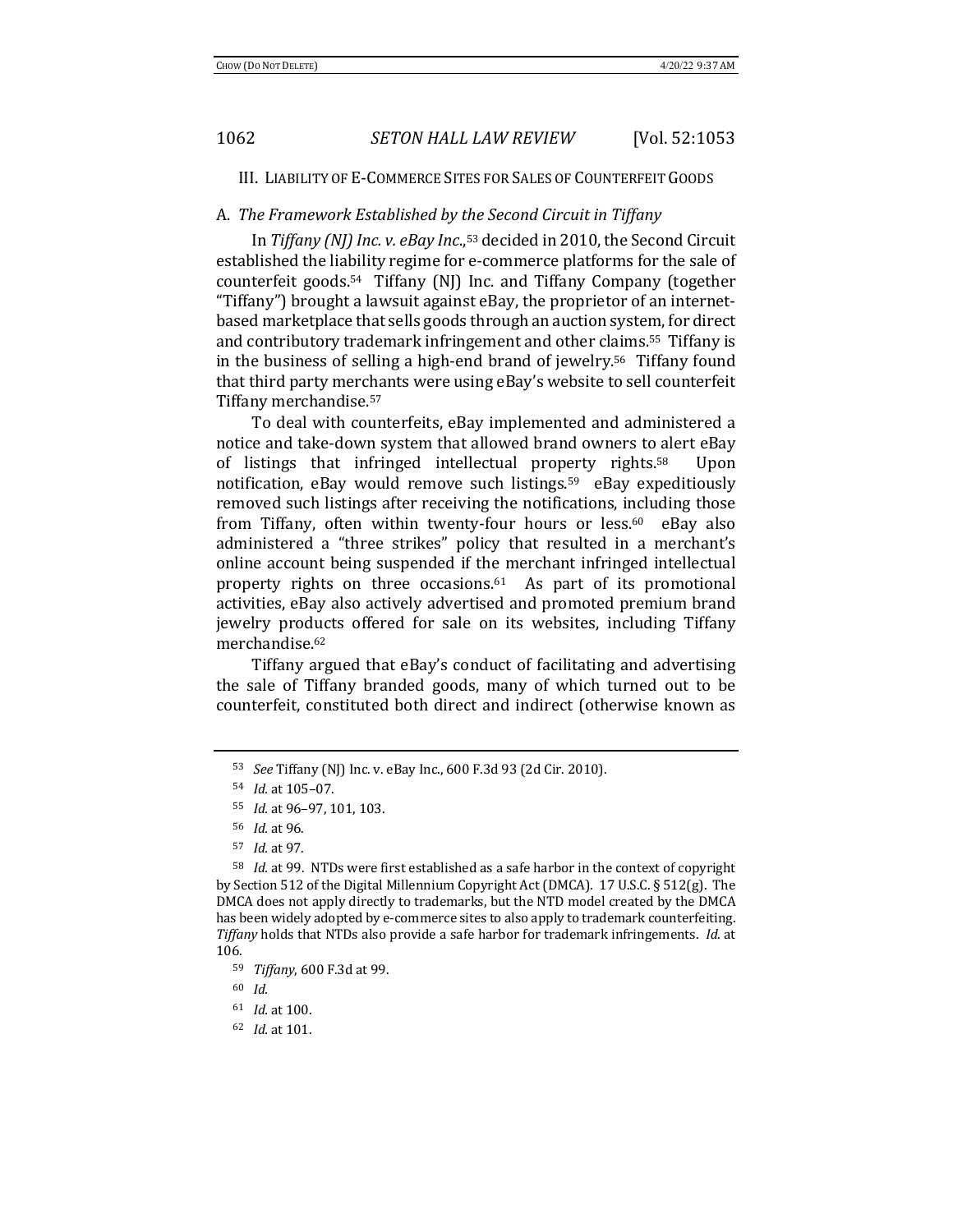## III. LIABILITY OF E-COMMERCE SITES FOR SALES OF COUNTERFEIT GOODS

### A. *The Framework Established by the Second Circuit in Tiffany*

In *Tiffany (NJ) Inc. v. eBay Inc.*,[53] decided in 2010, the Second Circuit established the liability regime for e-commerce platforms for the sale of counterfeit goods.[54] Tiffany (NJ) Inc. and Tiffany Company (together "Tiffany") brought a lawsuit against eBay, the proprietor of an internet-based marketplace that sells goods through an auction system, for direct and contributory trademark infringement and other claims.[55] Tiffany is in the business of selling a high-end brand of jewelry.[56] Tiffany found that third party merchants were using eBay's website to sell counterfeit Tiffany merchandise.[57]

To deal with counterfeits, eBay implemented and administered a notice and take-down system that allowed brand owners to alert eBay of listings that infringed intellectual property rights.[58] Upon notification, eBay would remove such listings.[59] eBay expeditiously removed such listings after receiving the notifications, including those from Tiffany, often within twenty-four hours or less.[60] eBay also administered a "three strikes" policy that resulted in a merchant's online account being suspended if the merchant infringed intellectual property rights on three occasions.[61] As part of its promotional activities, eBay also actively advertised and promoted premium brand jewelry products offered for sale on its websites, including Tiffany merchandise.[62]

Tiffany argued that eBay's conduct of facilitating and advertising the sale of Tiffany branded goods, many of which turned out to be counterfeit, constituted both direct and indirect (otherwise known as

---

[53] *See* Tiffany (NJ) Inc. v. eBay Inc., 600 F.3d 93 (2d Cir. 2010).

[54] *Id.* at 105–07.

[55] *Id.* at 96–97, 101, 103.

[56] *Id.* at 96.

[57] *Id.* at 97.

[58] *Id.* at 99. NTDs were first established as a safe harbor in the context of copyright by Section 512 of the Digital Millennium Copyright Act (DMCA). 17 U.S.C. § 512(g). The DMCA does not apply directly to trademarks, but the NTD model created by the DMCA has been widely adopted by e-commerce sites to also apply to trademark counterfeiting. *Tiffany* holds that NTDs also provide a safe harbor for trademark infringements. *Id.* at 106.

[59] *Tiffany*, 600 F.3d at 99.

[60] *Id.*

[61] *Id.* at 100.

[62] *Id.* at 101.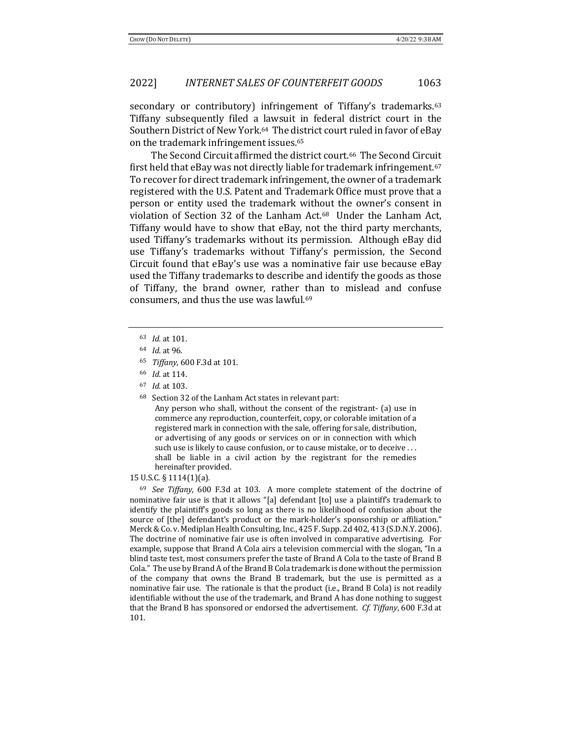secondary or contributory) infringement of Tiffany's trademarks.[63] Tiffany subsequently filed a lawsuit in federal district court in the Southern District of New York.[64] The district court ruled in favor of eBay on the trademark infringement issues.[65]

The Second Circuit affirmed the district court.[66] The Second Circuit first held that eBay was not directly liable for trademark infringement.[67] To recover for direct trademark infringement, the owner of a trademark registered with the U.S. Patent and Trademark Office must prove that a person or entity used the trademark without the owner's consent in violation of Section 32 of the Lanham Act.[68] Under the Lanham Act, Tiffany would have to show that eBay, not the third party merchants, used Tiffany's trademarks without its permission. Although eBay did use Tiffany's trademarks without Tiffany's permission, the Second Circuit found that eBay's use was a nominative fair use because eBay used the Tiffany trademarks to describe and identify the goods as those of Tiffany, the brand owner, rather than to mislead and confuse consumers, and thus the use was lawful.[69]

---

[63] *Id.* at 101.

[64] *Id.* at 96.

[65] *Tiffany*, 600 F.3d at 101.

[66] *Id.* at 114.

[67] *Id.* at 103.

[68] Section 32 of the Lanham Act states in relevant part:

> Any person who shall, without the consent of the registrant- (a) use in commerce any reproduction, counterfeit, copy, or colorable imitation of a registered mark in connection with the sale, offering for sale, distribution, or advertising of any goods or services on or in connection with which such use is likely to cause confusion, or to cause mistake, or to deceive . . . shall be liable in a civil action by the registrant for the remedies hereinafter provided.

15 U.S.C. § 1114(1)(a).

[69] *See Tiffany*, 600 F.3d at 103. A more complete statement of the doctrine of nominative fair use is that it allows "[a] defendant [to] use a plaintiff's trademark to identify the plaintiff's goods so long as there is no likelihood of confusion about the source of [the] defendant's product or the mark-holder's sponsorship or affiliation." Merck & Co. v. Mediplan Health Consulting, Inc., 425 F. Supp. 2d 402, 413 (S.D.N.Y. 2006). The doctrine of nominative fair use is often involved in comparative advertising. For example, suppose that Brand A Cola airs a television commercial with the slogan, "In a blind taste test, most consumers prefer the taste of Brand A Cola to the taste of Brand B Cola." The use by Brand A of the Brand B Cola trademark is done without the permission of the company that owns the Brand B trademark, but the use is permitted as a nominative fair use. The rationale is that the product (i.e., Brand B Cola) is not readily identifiable without the use of the trademark, and Brand A has done nothing to suggest that the Brand B has sponsored or endorsed the advertisement. *Cf. Tiffany*, 600 F.3d at 101.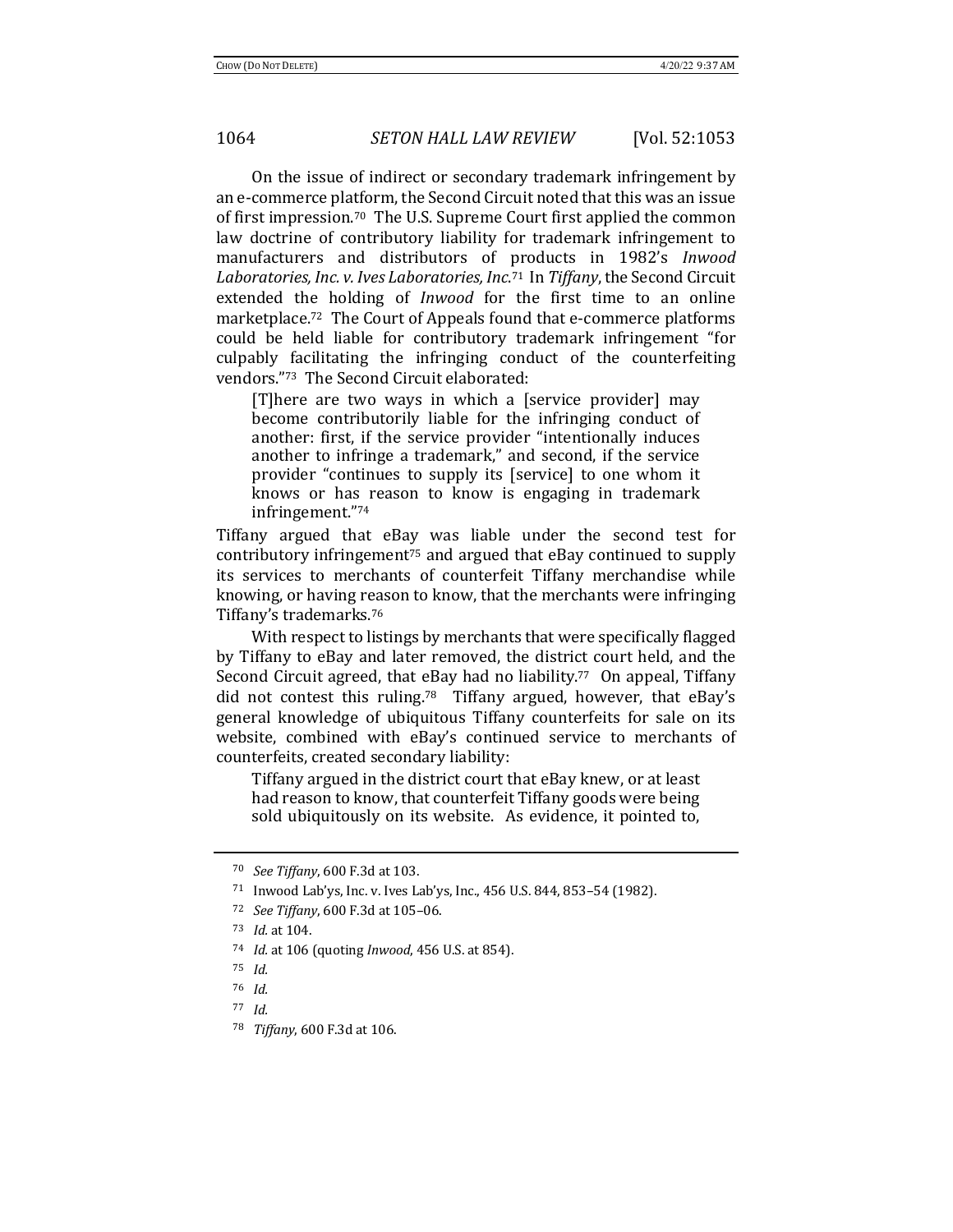On the issue of indirect or secondary trademark infringement by an e-commerce platform, the Second Circuit noted that this was an issue of first impression.[70] The U.S. Supreme Court first applied the common law doctrine of contributory liability for trademark infringement to manufacturers and distributors of products in 1982's *Inwood Laboratories, Inc. v. Ives Laboratories, Inc.*[71] In *Tiffany*, the Second Circuit extended the holding of *Inwood* for the first time to an online marketplace.[72] The Court of Appeals found that e-commerce platforms could be held liable for contributory trademark infringement "for culpably facilitating the infringing conduct of the counterfeiting vendors."[73] The Second Circuit elaborated:

> [T]here are two ways in which a [service provider] may become contributorily liable for the infringing conduct of another: first, if the service provider "intentionally induces another to infringe a trademark," and second, if the service provider "continues to supply its [service] to one whom it knows or has reason to know is engaging in trademark infringement."[74]

Tiffany argued that eBay was liable under the second test for contributory infringement[75] and argued that eBay continued to supply its services to merchants of counterfeit Tiffany merchandise while knowing, or having reason to know, that the merchants were infringing Tiffany's trademarks.[76]

With respect to listings by merchants that were specifically flagged by Tiffany to eBay and later removed, the district court held, and the Second Circuit agreed, that eBay had no liability.[77] On appeal, Tiffany did not contest this ruling.[78] Tiffany argued, however, that eBay's general knowledge of ubiquitous Tiffany counterfeits for sale on its website, combined with eBay's continued service to merchants of counterfeits, created secondary liability:

> Tiffany argued in the district court that eBay knew, or at least had reason to know, that counterfeit Tiffany goods were being sold ubiquitously on its website. As evidence, it pointed to,

---

[70] *See Tiffany*, 600 F.3d at 103.

[71] Inwood Lab'ys, Inc. v. Ives Lab'ys, Inc., 456 U.S. 844, 853–54 (1982).

[72] *See Tiffany*, 600 F.3d at 105–06.

[73] *Id.* at 104.

[74] *Id.* at 106 (quoting *Inwood*, 456 U.S. at 854).

[75] *Id.*

[76] *Id.*

[77] *Id.*

[78] *Tiffany*, 600 F.3d at 106.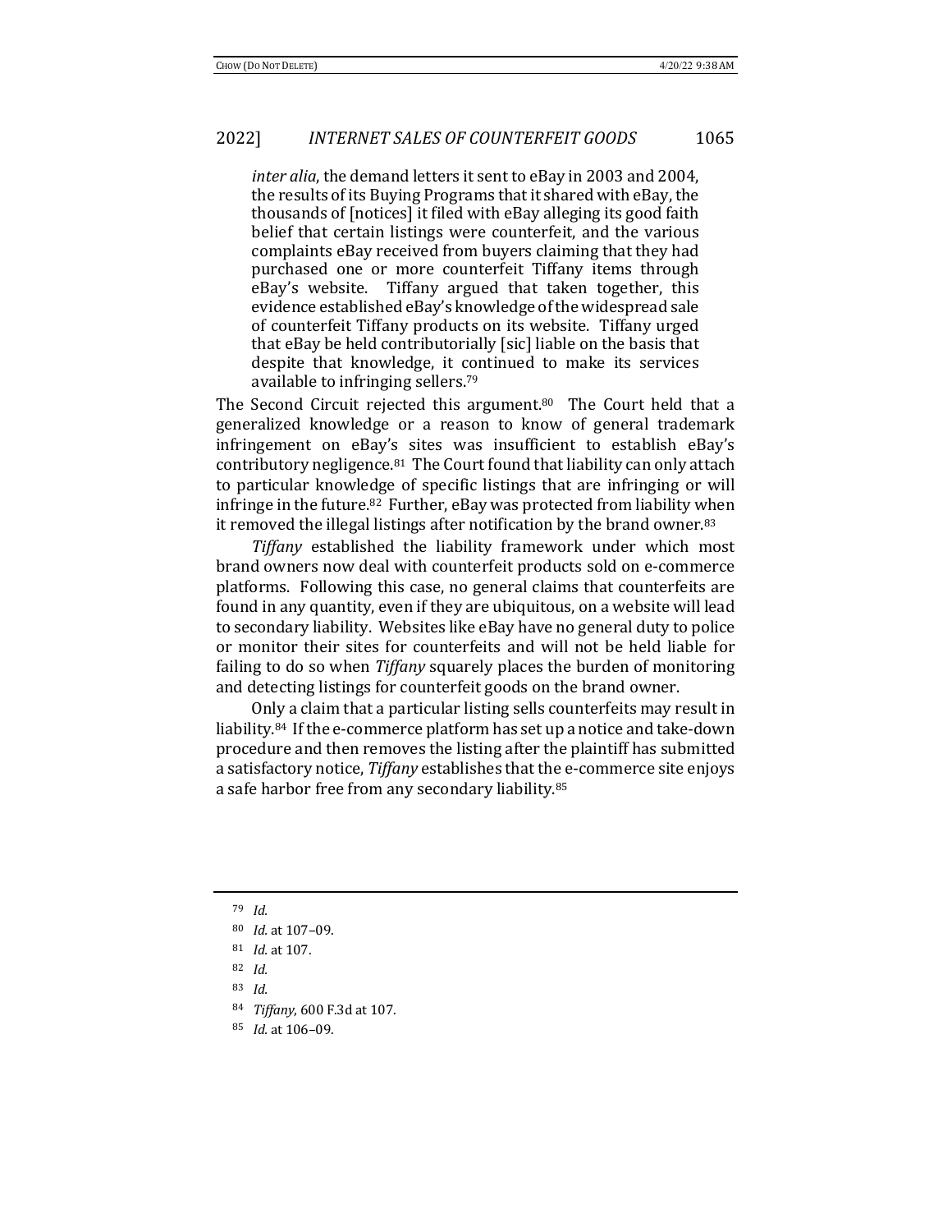> *inter alia*, the demand letters it sent to eBay in 2003 and 2004, the results of its Buying Programs that it shared with eBay, the thousands of [notices] it filed with eBay alleging its good faith belief that certain listings were counterfeit, and the various complaints eBay received from buyers claiming that they had purchased one or more counterfeit Tiffany items through eBay's website. Tiffany argued that taken together, this evidence established eBay's knowledge of the widespread sale of counterfeit Tiffany products on its website. Tiffany urged that eBay be held contributorially [sic] liable on the basis that despite that knowledge, it continued to make its services available to infringing sellers.[79]

The Second Circuit rejected this argument.[80] The Court held that a generalized knowledge or a reason to know of general trademark infringement on eBay's sites was insufficient to establish eBay's contributory negligence.[81] The Court found that liability can only attach to particular knowledge of specific listings that are infringing or will infringe in the future.[82] Further, eBay was protected from liability when it removed the illegal listings after notification by the brand owner.[83]

*Tiffany* established the liability framework under which most brand owners now deal with counterfeit products sold on e-commerce platforms. Following this case, no general claims that counterfeits are found in any quantity, even if they are ubiquitous, on a website will lead to secondary liability. Websites like eBay have no general duty to police or monitor their sites for counterfeits and will not be held liable for failing to do so when *Tiffany* squarely places the burden of monitoring and detecting listings for counterfeit goods on the brand owner.

Only a claim that a particular listing sells counterfeits may result in liability.[84] If the e-commerce platform has set up a notice and take-down procedure and then removes the listing after the plaintiff has submitted a satisfactory notice, *Tiffany* establishes that the e-commerce site enjoys a safe harbor free from any secondary liability.[85]

---

[79] *Id.*

[80] *Id.* at 107–09.

[81] *Id.* at 107.

[82] *Id.*

[83] *Id.*

[84] *Tiffany*, 600 F.3d at 107.

[85] *Id.* at 106–09.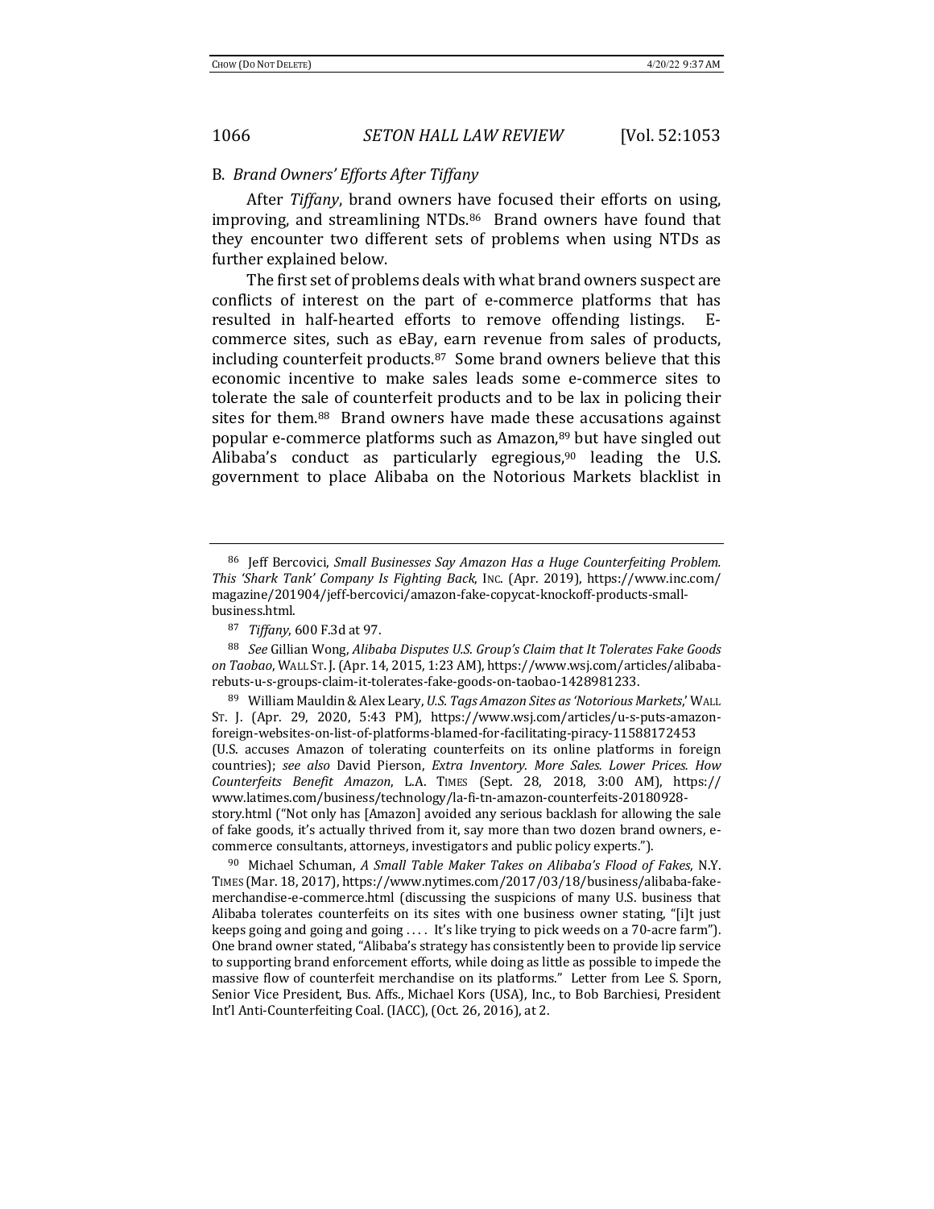### B. *Brand Owners' Efforts After Tiffany*

After *Tiffany*, brand owners have focused their efforts on using, improving, and streamlining NTDs.[86] Brand owners have found that they encounter two different sets of problems when using NTDs as further explained below.

The first set of problems deals with what brand owners suspect are conflicts of interest on the part of e-commerce platforms that has resulted in half-hearted efforts to remove offending listings. E-commerce sites, such as eBay, earn revenue from sales of products, including counterfeit products.[87] Some brand owners believe that this economic incentive to make sales leads some e-commerce sites to tolerate the sale of counterfeit products and to be lax in policing their sites for them.[88] Brand owners have made these accusations against popular e-commerce platforms such as Amazon,[89] but have singled out Alibaba's conduct as particularly egregious,[90] leading the U.S. government to place Alibaba on the Notorious Markets blacklist in

---

[86] Jeff Bercovici, *Small Businesses Say Amazon Has a Huge Counterfeiting Problem. This 'Shark Tank' Company Is Fighting Back*, INC. (Apr. 2019), https://www.inc.com/magazine/201904/jeff-bercovici/amazon-fake-copycat-knockoff-products-small-business.html.

[87] *Tiffany*, 600 F.3d at 97.

[88] *See* Gillian Wong, *Alibaba Disputes U.S. Group's Claim that It Tolerates Fake Goods on Taobao*, WALL ST. J. (Apr. 14, 2015, 1:23 AM), https://www.wsj.com/articles/alibaba-rebuts-u-s-groups-claim-it-tolerates-fake-goods-on-taobao-1428981233.

[89] William Mauldin & Alex Leary, *U.S. Tags Amazon Sites as 'Notorious Markets*,' WALL ST. J. (Apr. 29, 2020, 5:43 PM), https://www.wsj.com/articles/u-s-puts-amazon-foreign-websites-on-list-of-platforms-blamed-for-facilitating-piracy-11588172453 (U.S. accuses Amazon of tolerating counterfeits on its online platforms in foreign countries); *see also* David Pierson, *Extra Inventory. More Sales. Lower Prices. How Counterfeits Benefit Amazon*, L.A. TIMES (Sept. 28, 2018, 3:00 AM), https://www.latimes.com/business/technology/la-fi-tn-amazon-counterfeits-20180928-story.html ("Not only has [Amazon] avoided any serious backlash for allowing the sale of fake goods, it's actually thrived from it, say more than two dozen brand owners, e-commerce consultants, attorneys, investigators and public policy experts.").

[90] Michael Schuman, *A Small Table Maker Takes on Alibaba's Flood of Fakes*, N.Y. TIMES (Mar. 18, 2017), https://www.nytimes.com/2017/03/18/business/alibaba-fake-merchandise-e-commerce.html (discussing the suspicions of many U.S. business that Alibaba tolerates counterfeits on its sites with one business owner stating, "[i]t just keeps going and going and going . . . . It's like trying to pick weeds on a 70-acre farm"). One brand owner stated, "Alibaba's strategy has consistently been to provide lip service to supporting brand enforcement efforts, while doing as little as possible to impede the massive flow of counterfeit merchandise on its platforms." Letter from Lee S. Sporn, Senior Vice President, Bus. Affs., Michael Kors (USA), Inc., to Bob Barchiesi, President Int'l Anti-Counterfeiting Coal. (IACC), (Oct. 26, 2016), at 2.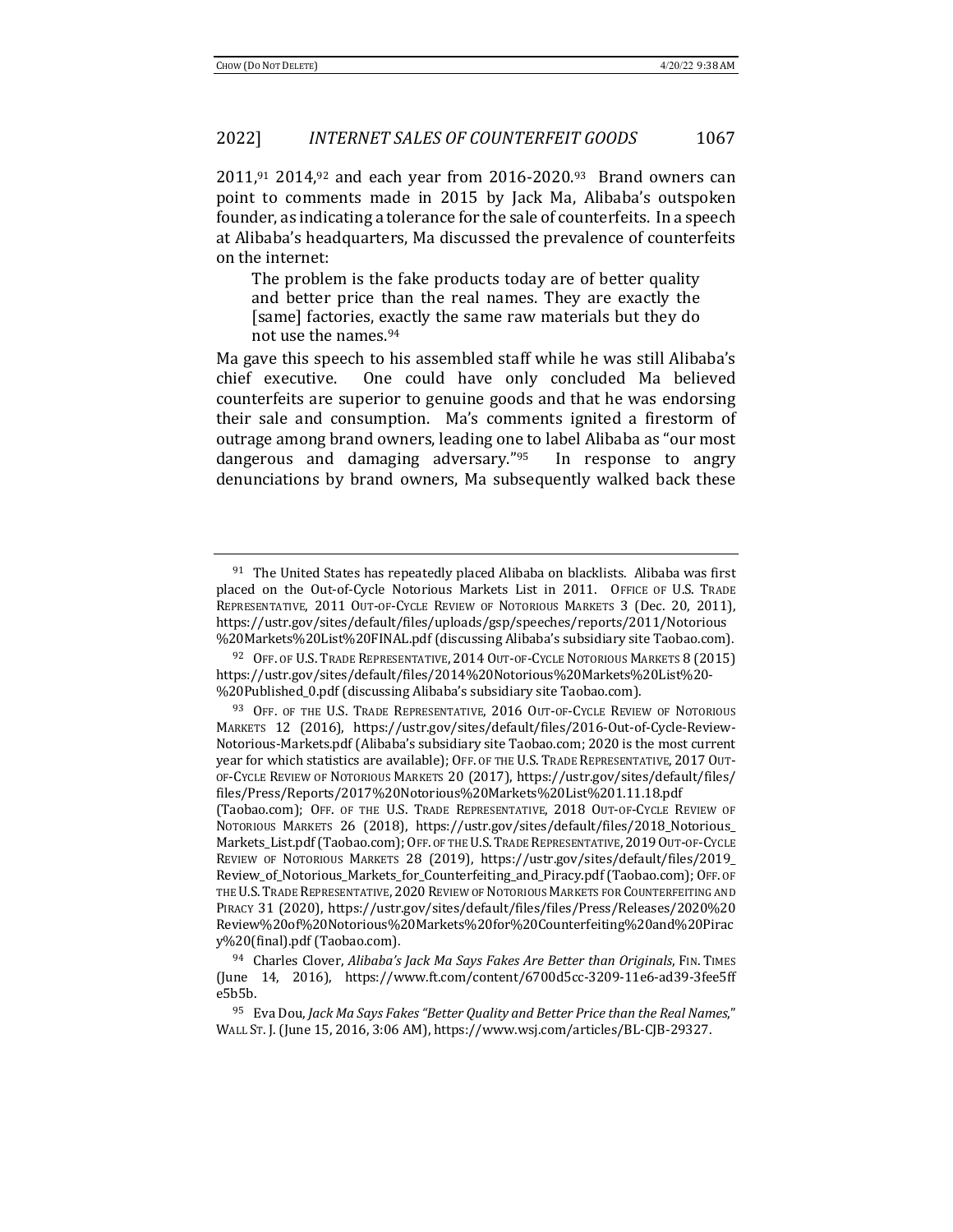2011,[91] 2014,[92] and each year from 2016-2020.[93] Brand owners can point to comments made in 2015 by Jack Ma, Alibaba's outspoken founder, as indicating a tolerance for the sale of counterfeits. In a speech at Alibaba's headquarters, Ma discussed the prevalence of counterfeits on the internet:

> The problem is the fake products today are of better quality and better price than the real names. They are exactly the [same] factories, exactly the same raw materials but they do not use the names.[94]

Ma gave this speech to his assembled staff while he was still Alibaba's chief executive. One could have only concluded Ma believed counterfeits are superior to genuine goods and that he was endorsing their sale and consumption. Ma's comments ignited a firestorm of outrage among brand owners, leading one to label Alibaba as "our most dangerous and damaging adversary."[95] In response to angry denunciations by brand owners, Ma subsequently walked back these

---

[91] The United States has repeatedly placed Alibaba on blacklists. Alibaba was first placed on the Out-of-Cycle Notorious Markets List in 2011. OFFICE OF U.S. TRADE REPRESENTATIVE, 2011 OUT-OF-CYCLE REVIEW OF NOTORIOUS MARKETS 3 (Dec. 20, 2011), https://ustr.gov/sites/default/files/uploads/gsp/speeches/reports/2011/Notorious%20Markets%20List%20FINAL.pdf (discussing Alibaba's subsidiary site Taobao.com).

[92] OFF. OF U.S. TRADE REPRESENTATIVE, 2014 OUT-OF-CYCLE NOTORIOUS MARKETS 8 (2015) https://ustr.gov/sites/default/files/2014%20Notorious%20Markets%20List%20-%20Published_0.pdf (discussing Alibaba's subsidiary site Taobao.com).

[93] OFF. OF THE U.S. TRADE REPRESENTATIVE, 2016 OUT-OF-CYCLE REVIEW OF NOTORIOUS MARKETS 12 (2016), https://ustr.gov/sites/default/files/2016-Out-of-Cycle-Review-Notorious-Markets.pdf (Alibaba's subsidiary site Taobao.com; 2020 is the most current year for which statistics are available); OFF. OF THE U.S. TRADE REPRESENTATIVE, 2017 OUT-OF-CYCLE REVIEW OF NOTORIOUS MARKETS 20 (2017), https://ustr.gov/sites/default/files/files/Press/Reports/2017%20Notorious%20Markets%20List%201.11.18.pdf (Taobao.com); OFF. OF THE U.S. TRADE REPRESENTATIVE, 2018 OUT-OF-CYCLE REVIEW OF NOTORIOUS MARKETS 26 (2018), https://ustr.gov/sites/default/files/2018_Notorious_Markets_List.pdf (Taobao.com); OFF. OF THE U.S. TRADE REPRESENTATIVE, 2019 OUT-OF-CYCLE REVIEW OF NOTORIOUS MARKETS 28 (2019), https://ustr.gov/sites/default/files/2019_Review_of_Notorious_Markets_for_Counterfeiting_and_Piracy.pdf (Taobao.com); OFF. OF THE U.S. TRADE REPRESENTATIVE, 2020 REVIEW OF NOTORIOUS MARKETS FOR COUNTERFEITING AND PIRACY 31 (2020), https://ustr.gov/sites/default/files/files/Press/Releases/2020%20Review%20of%20Notorious%20Markets%20for%20Counterfeiting%20and%20Piracy%20(final).pdf (Taobao.com).

[94] Charles Clover, *Alibaba's Jack Ma Says Fakes Are Better than Originals*, FIN. TIMES (June 14, 2016), https://www.ft.com/content/6700d5cc-3209-11e6-ad39-3fee5ffe5b5b.

[95] Eva Dou, *Jack Ma Says Fakes "Better Quality and Better Price than the Real Names*," WALL ST. J. (June 15, 2016, 3:06 AM), https://www.wsj.com/articles/BL-CJB-29327.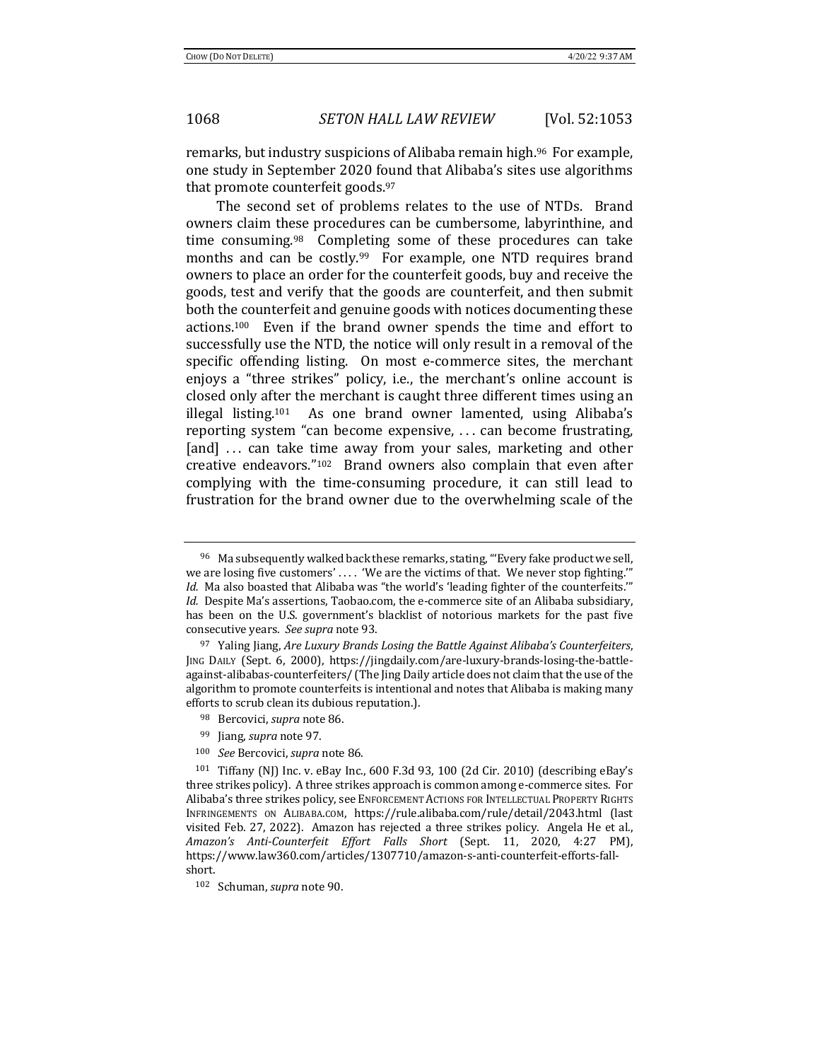remarks, but industry suspicions of Alibaba remain high.[96] For example, one study in September 2020 found that Alibaba's sites use algorithms that promote counterfeit goods.[97]

The second set of problems relates to the use of NTDs. Brand owners claim these procedures can be cumbersome, labyrinthine, and time consuming.[98] Completing some of these procedures can take months and can be costly.[99] For example, one NTD requires brand owners to place an order for the counterfeit goods, buy and receive the goods, test and verify that the goods are counterfeit, and then submit both the counterfeit and genuine goods with notices documenting these actions.[100] Even if the brand owner spends the time and effort to successfully use the NTD, the notice will only result in a removal of the specific offending listing. On most e-commerce sites, the merchant enjoys a "three strikes" policy, i.e., the merchant's online account is closed only after the merchant is caught three different times using an illegal listing.[101] As one brand owner lamented, using Alibaba's reporting system "can become expensive, . . . can become frustrating, [and] . . . can take time away from your sales, marketing and other creative endeavors."[102] Brand owners also complain that even after complying with the time-consuming procedure, it can still lead to frustration for the brand owner due to the overwhelming scale of the

---

[96] Ma subsequently walked back these remarks, stating, "'Every fake product we sell, we are losing five customers' . . . . 'We are the victims of that. We never stop fighting.'" *Id.* Ma also boasted that Alibaba was "the world's 'leading fighter of the counterfeits.'" *Id.* Despite Ma's assertions, Taobao.com, the e-commerce site of an Alibaba subsidiary, has been on the U.S. government's blacklist of notorious markets for the past five consecutive years. *See supra* note 93.

[97] Yaling Jiang, *Are Luxury Brands Losing the Battle Against Alibaba's Counterfeiters*, JING DAILY (Sept. 6, 2000), https://jingdaily.com/are-luxury-brands-losing-the-battle-against-alibabas-counterfeiters/ (The Jing Daily article does not claim that the use of the algorithm to promote counterfeits is intentional and notes that Alibaba is making many efforts to scrub clean its dubious reputation.).

[98] Bercovici, *supra* note 86.

[99] Jiang, *supra* note 97.

[100] *See* Bercovici, *supra* note 86.

[101] Tiffany (NJ) Inc. v. eBay Inc., 600 F.3d 93, 100 (2d Cir. 2010) (describing eBay's three strikes policy). A three strikes approach is common among e-commerce sites. For Alibaba's three strikes policy, see ENFORCEMENT ACTIONS FOR INTELLECTUAL PROPERTY RIGHTS INFRINGEMENTS ON ALIBABA.COM, https://rule.alibaba.com/rule/detail/2043.html (last visited Feb. 27, 2022). Amazon has rejected a three strikes policy. Angela He et al., *Amazon's Anti-Counterfeit Effort Falls Short* (Sept. 11, 2020, 4:27 PM), https://www.law360.com/articles/1307710/amazon-s-anti-counterfeit-efforts-fall-short.

[102] Schuman, *supra* note 90.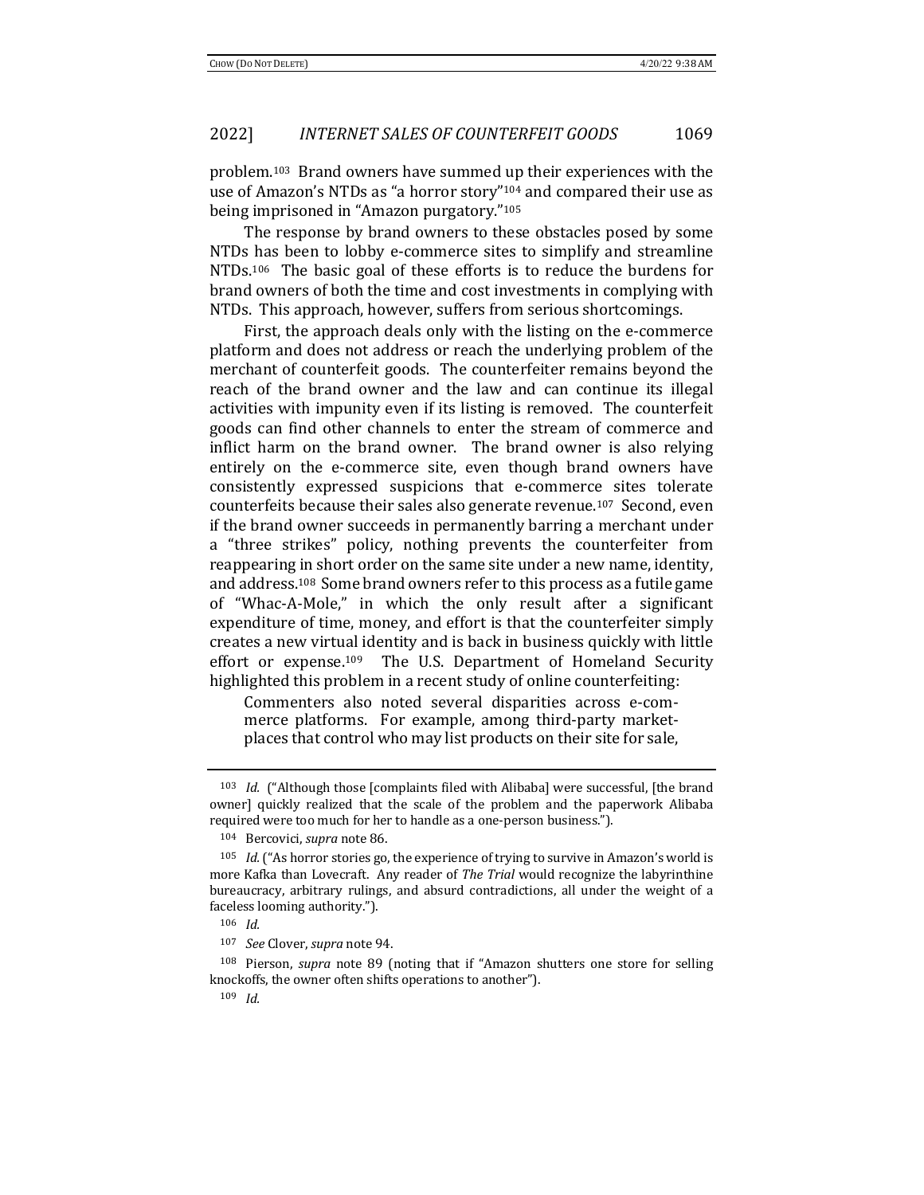problem.[103] Brand owners have summed up their experiences with the use of Amazon's NTDs as "a horror story"[104] and compared their use as being imprisoned in "Amazon purgatory."[105]

The response by brand owners to these obstacles posed by some NTDs has been to lobby e-commerce sites to simplify and streamline NTDs.[106] The basic goal of these efforts is to reduce the burdens for brand owners of both the time and cost investments in complying with NTDs. This approach, however, suffers from serious shortcomings.

First, the approach deals only with the listing on the e-commerce platform and does not address or reach the underlying problem of the merchant of counterfeit goods. The counterfeiter remains beyond the reach of the brand owner and the law and can continue its illegal activities with impunity even if its listing is removed. The counterfeit goods can find other channels to enter the stream of commerce and inflict harm on the brand owner. The brand owner is also relying entirely on the e-commerce site, even though brand owners have consistently expressed suspicions that e-commerce sites tolerate counterfeits because their sales also generate revenue.[107] Second, even if the brand owner succeeds in permanently barring a merchant under a "three strikes" policy, nothing prevents the counterfeiter from reappearing in short order on the same site under a new name, identity, and address.[108] Some brand owners refer to this process as a futile game of "Whac-A-Mole," in which the only result after a significant expenditure of time, money, and effort is that the counterfeiter simply creates a new virtual identity and is back in business quickly with little effort or expense.[109] The U.S. Department of Homeland Security highlighted this problem in a recent study of online counterfeiting:

> Commenters also noted several disparities across e-commerce platforms. For example, among third-party marketplaces that control who may list products on their site for sale,

---

[103] *Id.* ("Although those [complaints filed with Alibaba] were successful, [the brand owner] quickly realized that the scale of the problem and the paperwork Alibaba required were too much for her to handle as a one-person business.").

[104] Bercovici, *supra* note 86.

[105] *Id.* ("As horror stories go, the experience of trying to survive in Amazon's world is more Kafka than Lovecraft. Any reader of *The Trial* would recognize the labyrinthine bureaucracy, arbitrary rulings, and absurd contradictions, all under the weight of a faceless looming authority.").

[106] *Id.*

[107] *See* Clover, *supra* note 94.

[108] Pierson, *supra* note 89 (noting that if "Amazon shutters one store for selling knockoffs, the owner often shifts operations to another").

[109] *Id.*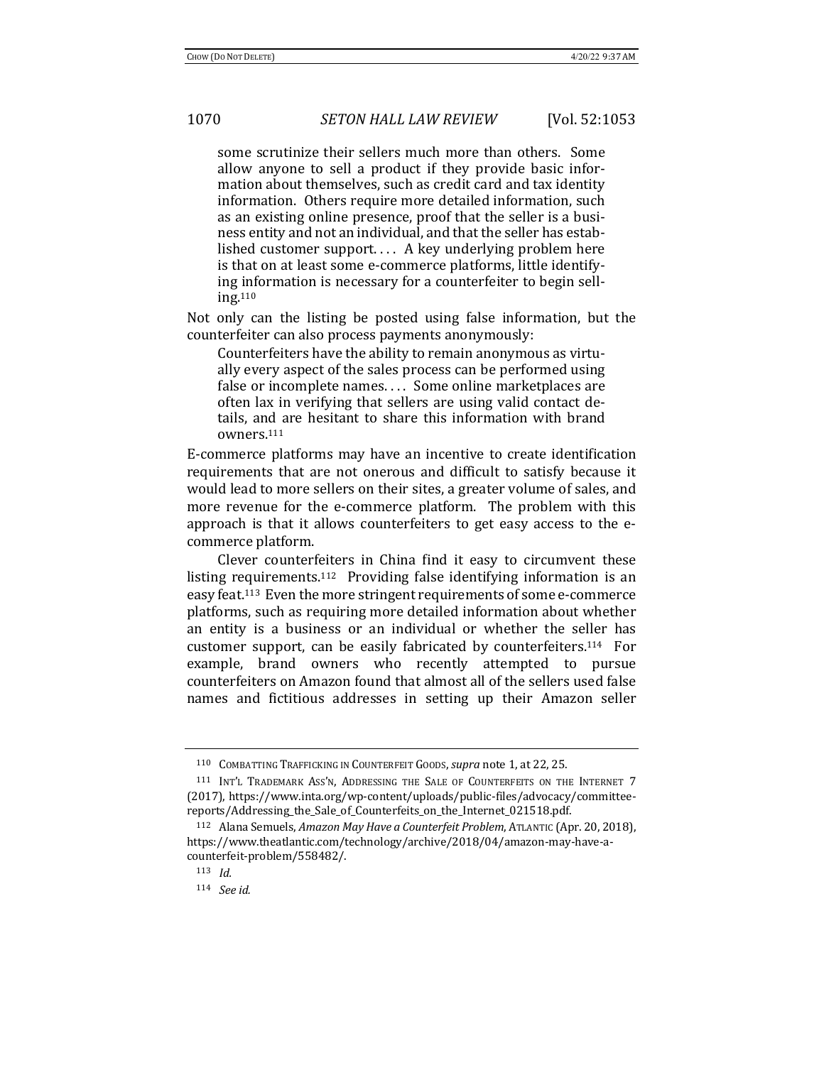> some scrutinize their sellers much more than others. Some allow anyone to sell a product if they provide basic information about themselves, such as credit card and tax identity information. Others require more detailed information, such as an existing online presence, proof that the seller is a business entity and not an individual, and that the seller has established customer support. . . . A key underlying problem here is that on at least some e-commerce platforms, little identifying information is necessary for a counterfeiter to begin selling.[110]

Not only can the listing be posted using false information, but the counterfeiter can also process payments anonymously:

> Counterfeiters have the ability to remain anonymous as virtually every aspect of the sales process can be performed using false or incomplete names. . . . Some online marketplaces are often lax in verifying that sellers are using valid contact details, and are hesitant to share this information with brand owners.[111]

E-commerce platforms may have an incentive to create identification requirements that are not onerous and difficult to satisfy because it would lead to more sellers on their sites, a greater volume of sales, and more revenue for the e-commerce platform. The problem with this approach is that it allows counterfeiters to get easy access to the e-commerce platform.

Clever counterfeiters in China find it easy to circumvent these listing requirements.[112] Providing false identifying information is an easy feat.[113] Even the more stringent requirements of some e-commerce platforms, such as requiring more detailed information about whether an entity is a business or an individual or whether the seller has customer support, can be easily fabricated by counterfeiters.[114] For example, brand owners who recently attempted to pursue counterfeiters on Amazon found that almost all of the sellers used false names and fictitious addresses in setting up their Amazon seller

---

[110] COMBATTING TRAFFICKING IN COUNTERFEIT GOODS, *supra* note 1, at 22, 25.

[111] INT'L TRADEMARK ASS'N, ADDRESSING THE SALE OF COUNTERFEITS ON THE INTERNET 7 (2017), https://www.inta.org/wp-content/uploads/public-files/advocacy/committee-reports/Addressing_the_Sale_of_Counterfeits_on_the_Internet_021518.pdf.

[112] Alana Semuels, *Amazon May Have a Counterfeit Problem*, ATLANTIC (Apr. 20, 2018), https://www.theatlantic.com/technology/archive/2018/04/amazon-may-have-a-counterfeit-problem/558482/.

[113] *Id.*

[114] *See id.*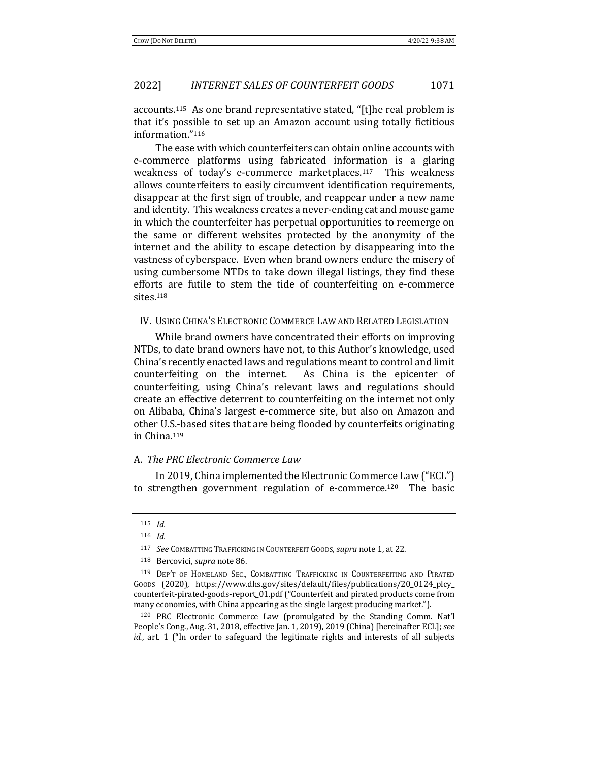accounts.[115] As one brand representative stated, "[t]he real problem is that it's possible to set up an Amazon account using totally fictitious information."[116]

The ease with which counterfeiters can obtain online accounts with e-commerce platforms using fabricated information is a glaring weakness of today's e-commerce marketplaces.[117] This weakness allows counterfeiters to easily circumvent identification requirements, disappear at the first sign of trouble, and reappear under a new name and identity. This weakness creates a never-ending cat and mouse game in which the counterfeiter has perpetual opportunities to reemerge on the same or different websites protected by the anonymity of the internet and the ability to escape detection by disappearing into the vastness of cyberspace. Even when brand owners endure the misery of using cumbersome NTDs to take down illegal listings, they find these efforts are futile to stem the tide of counterfeiting on e-commerce sites.[118]

## IV. Using China's Electronic Commerce Law and Related Legislation

While brand owners have concentrated their efforts on improving NTDs, to date brand owners have not, to this Author's knowledge, used China's recently enacted laws and regulations meant to control and limit counterfeiting on the internet. As China is the epicenter of counterfeiting, using China's relevant laws and regulations should create an effective deterrent to counterfeiting on the internet not only on Alibaba, China's largest e-commerce site, but also on Amazon and other U.S.-based sites that are being flooded by counterfeits originating in China.[119]

### A. *The PRC Electronic Commerce Law*

In 2019, China implemented the Electronic Commerce Law ("ECL") to strengthen government regulation of e-commerce.[120] The basic

---

[115] *Id.*

[116] *Id.*

[117] *See* Combatting Trafficking in Counterfeit Goods, *supra* note 1, at 22.

[118] Bercovici, *supra* note 86.

[119] Dep't of Homeland Sec., Combatting Trafficking in Counterfeiting and Pirated Goods (2020), https://www.dhs.gov/sites/default/files/publications/20_0124_plcy_counterfeit-pirated-goods-report_01.pdf ("Counterfeit and pirated products come from many economies, with China appearing as the single largest producing market.").

[120] PRC Electronic Commerce Law (promulgated by the Standing Comm. Nat'l People's Cong., Aug. 31, 2018, effective Jan. 1, 2019), 2019 (China) [hereinafter ECL]; *see id.*, art. 1 ("In order to safeguard the legitimate rights and interests of all subjects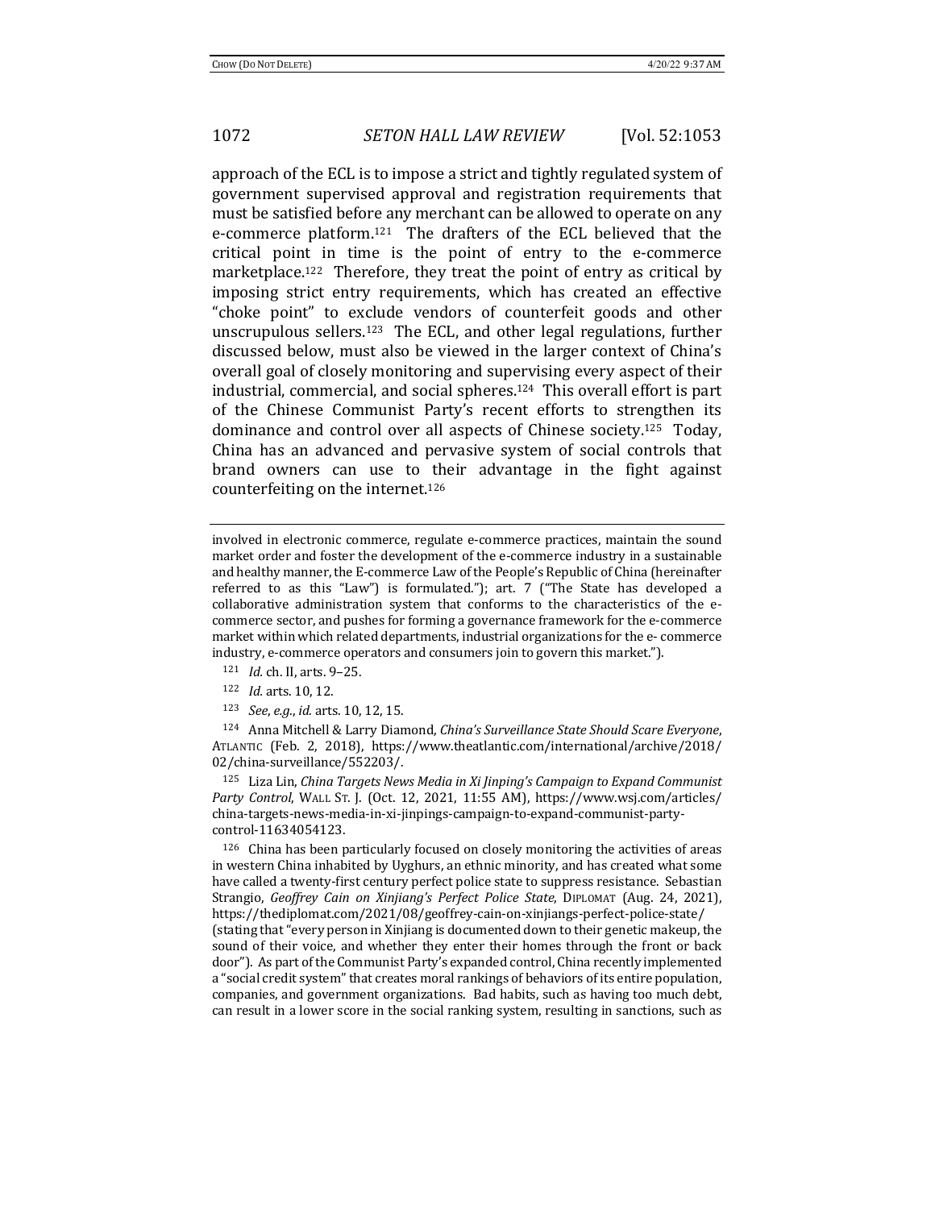approach of the ECL is to impose a strict and tightly regulated system of government supervised approval and registration requirements that must be satisfied before any merchant can be allowed to operate on any e-commerce platform.[121] The drafters of the ECL believed that the critical point in time is the point of entry to the e-commerce marketplace.[122] Therefore, they treat the point of entry as critical by imposing strict entry requirements, which has created an effective "choke point" to exclude vendors of counterfeit goods and other unscrupulous sellers.[123] The ECL, and other legal regulations, further discussed below, must also be viewed in the larger context of China's overall goal of closely monitoring and supervising every aspect of their industrial, commercial, and social spheres.[124] This overall effort is part of the Chinese Communist Party's recent efforts to strengthen its dominance and control over all aspects of Chinese society.[125] Today, China has an advanced and pervasive system of social controls that brand owners can use to their advantage in the fight against counterfeiting on the internet.[126]

---

involved in electronic commerce, regulate e-commerce practices, maintain the sound market order and foster the development of the e-commerce industry in a sustainable and healthy manner, the E-commerce Law of the People's Republic of China (hereinafter referred to as this "Law") is formulated."); art. 7 ("The State has developed a collaborative administration system that conforms to the characteristics of the e-commerce sector, and pushes for forming a governance framework for the e-commerce market within which related departments, industrial organizations for the e- commerce industry, e-commerce operators and consumers join to govern this market.").

[121] *Id.* ch. II, arts. 9–25.

[122] *Id.* arts. 10, 12.

[123] *See*, *e.g.*, *id.* arts. 10, 12, 15.

[124] Anna Mitchell & Larry Diamond, *China's Surveillance State Should Scare Everyone*, ATLANTIC (Feb. 2, 2018), https://www.theatlantic.com/international/archive/2018/02/china-surveillance/552203/.

[125] Liza Lin, *China Targets News Media in Xi Jinping's Campaign to Expand Communist Party Control*, WALL ST. J. (Oct. 12, 2021, 11:55 AM), https://www.wsj.com/articles/china-targets-news-media-in-xi-jinpings-campaign-to-expand-communist-party-control-11634054123.

[126] China has been particularly focused on closely monitoring the activities of areas in western China inhabited by Uyghurs, an ethnic minority, and has created what some have called a twenty-first century perfect police state to suppress resistance. Sebastian Strangio, *Geoffrey Cain on Xinjiang's Perfect Police State*, DIPLOMAT (Aug. 24, 2021), https://thediplomat.com/2021/08/geoffrey-cain-on-xinjiangs-perfect-police-state/ (stating that "every person in Xinjiang is documented down to their genetic makeup, the sound of their voice, and whether they enter their homes through the front or back door"). As part of the Communist Party's expanded control, China recently implemented a "social credit system" that creates moral rankings of behaviors of its entire population, companies, and government organizations. Bad habits, such as having too much debt, can result in a lower score in the social ranking system, resulting in sanctions, such as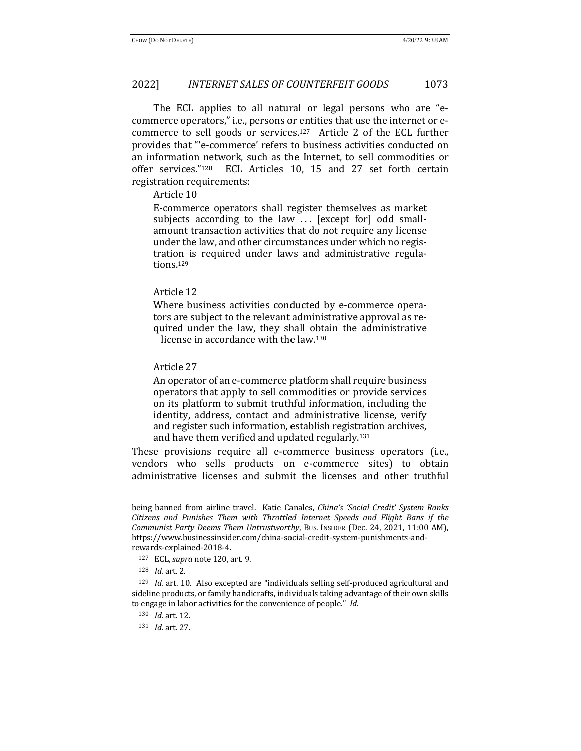The ECL applies to all natural or legal persons who are "e-commerce operators," i.e., persons or entities that use the internet or e-commerce to sell goods or services.[127] Article 2 of the ECL further provides that "'e-commerce' refers to business activities conducted on an information network, such as the Internet, to sell commodities or offer services."[128] ECL Articles 10, 15 and 27 set forth certain registration requirements:

> Article 10
>
> E-commerce operators shall register themselves as market subjects according to the law . . . [except for] odd small-amount transaction activities that do not require any license under the law, and other circumstances under which no registration is required under laws and administrative regulations.[129]
>
> Article 12
>
> Where business activities conducted by e-commerce operators are subject to the relevant administrative approval as required under the law, they shall obtain the administrative license in accordance with the law.[130]
>
> Article 27
>
> An operator of an e-commerce platform shall require business operators that apply to sell commodities or provide services on its platform to submit truthful information, including the identity, address, contact and administrative license, verify and register such information, establish registration archives, and have them verified and updated regularly.[131]

These provisions require all e-commerce business operators (i.e., vendors who sells products on e-commerce sites) to obtain administrative licenses and submit the licenses and other truthful

---

being banned from airline travel. Katie Canales, *China's 'Social Credit' System Ranks Citizens and Punishes Them with Throttled Internet Speeds and Flight Bans if the Communist Party Deems Them Untrustworthy*, BUS. INSIDER (Dec. 24, 2021, 11:00 AM), https://www.businessinsider.com/china-social-credit-system-punishments-and-rewards-explained-2018-4.

[127] ECL, *supra* note 120, art. 9.

[128] *Id.* art. 2.

[129] *Id.* art. 10. Also excepted are "individuals selling self-produced agricultural and sideline products, or family handicrafts, individuals taking advantage of their own skills to engage in labor activities for the convenience of people." *Id.*

[130] *Id.* art. 12.

[131] *Id.* art. 27.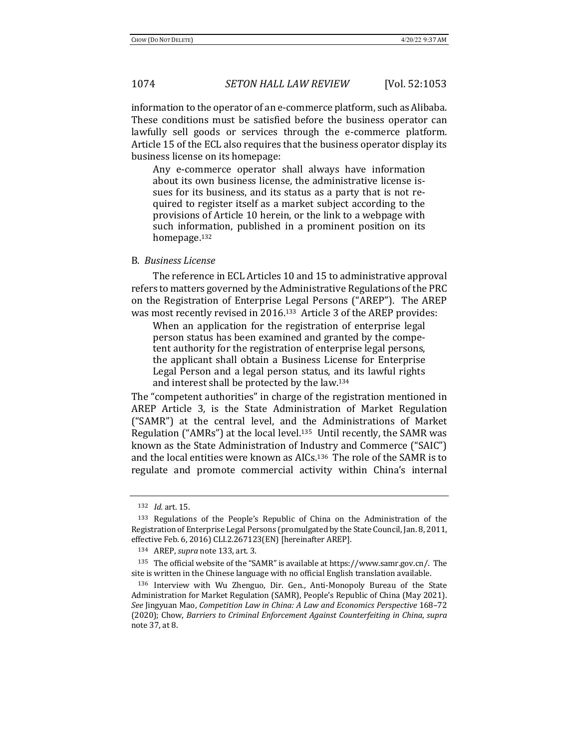information to the operator of an e-commerce platform, such as Alibaba. These conditions must be satisfied before the business operator can lawfully sell goods or services through the e-commerce platform. Article 15 of the ECL also requires that the business operator display its business license on its homepage:

> Any e-commerce operator shall always have information about its own business license, the administrative license issues for its business, and its status as a party that is not required to register itself as a market subject according to the provisions of Article 10 herein, or the link to a webpage with such information, published in a prominent position on its homepage.[132]

### B. *Business License*

The reference in ECL Articles 10 and 15 to administrative approval refers to matters governed by the Administrative Regulations of the PRC on the Registration of Enterprise Legal Persons ("AREP"). The AREP was most recently revised in 2016.[133] Article 3 of the AREP provides:

> When an application for the registration of enterprise legal person status has been examined and granted by the competent authority for the registration of enterprise legal persons, the applicant shall obtain a Business License for Enterprise Legal Person and a legal person status, and its lawful rights and interest shall be protected by the law.[134]

The "competent authorities" in charge of the registration mentioned in AREP Article 3, is the State Administration of Market Regulation ("SAMR") at the central level, and the Administrations of Market Regulation ("AMRs") at the local level.[135] Until recently, the SAMR was known as the State Administration of Industry and Commerce ("SAIC") and the local entities were known as AICs.[136] The role of the SAMR is to regulate and promote commercial activity within China's internal

---

[132] *Id.* art. 15.

[133] Regulations of the People's Republic of China on the Administration of the Registration of Enterprise Legal Persons (promulgated by the State Council, Jan. 8, 2011, effective Feb. 6, 2016) CLI.2.267123(EN) [hereinafter AREP].

[134] AREP, *supra* note 133, art. 3.

[135] The official website of the "SAMR" is available at https://www.samr.gov.cn/. The site is written in the Chinese language with no official English translation available.

[136] Interview with Wu Zhenguo, Dir. Gen., Anti-Monopoly Bureau of the State Administration for Market Regulation (SAMR), People's Republic of China (May 2021). *See* Jingyuan Mao, *Competition Law in China: A Law and Economics Perspective* 168–72 (2020); Chow, *Barriers to Criminal Enforcement Against Counterfeiting in China*, *supra* note 37, at 8.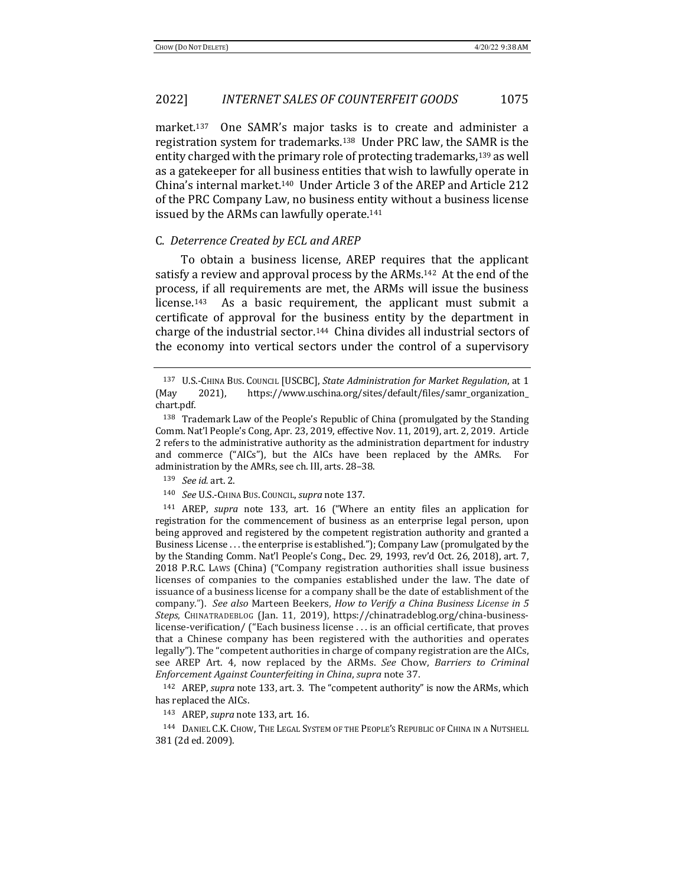market.[137] One SAMR's major tasks is to create and administer a registration system for trademarks.[138] Under PRC law, the SAMR is the entity charged with the primary role of protecting trademarks,[139] as well as a gatekeeper for all business entities that wish to lawfully operate in China's internal market.[140] Under Article 3 of the AREP and Article 212 of the PRC Company Law, no business entity without a business license issued by the ARMs can lawfully operate.[141]

### C. *Deterrence Created by ECL and AREP*

To obtain a business license, AREP requires that the applicant satisfy a review and approval process by the ARMs.[142] At the end of the process, if all requirements are met, the ARMs will issue the business license.[143] As a basic requirement, the applicant must submit a certificate of approval for the business entity by the department in charge of the industrial sector.[144] China divides all industrial sectors of the economy into vertical sectors under the control of a supervisory

---

[137] U.S.-China Bus. Council [USCBC], *State Administration for Market Regulation*, at 1 (May 2021), https://www.uschina.org/sites/default/files/samr_organization_chart.pdf.

[138] Trademark Law of the People's Republic of China (promulgated by the Standing Comm. Nat'l People's Cong, Apr. 23, 2019, effective Nov. 11, 2019), art. 2, 2019. Article 2 refers to the administrative authority as the administration department for industry and commerce ("AICs"), but the AICs have been replaced by the AMRs. For administration by the AMRs, see ch. III, arts. 28–38.

[139] *See id.* art. 2.

[140] *See* U.S.-China Bus. Council, *supra* note 137.

[141] AREP, *supra* note 133, art. 16 ("Where an entity files an application for registration for the commencement of business as an enterprise legal person, upon being approved and registered by the competent registration authority and granted a Business License . . . the enterprise is established."); Company Law (promulgated by the by the Standing Comm. Nat'l People's Cong., Dec. 29, 1993, rev'd Oct. 26, 2018), art. 7, 2018 P.R.C. Laws (China) ("Company registration authorities shall issue business licenses of companies to the companies established under the law. The date of issuance of a business license for a company shall be the date of establishment of the company."). *See also* Marteen Beekers, *How to Verify a China Business License in 5 Steps*, Chinatradeblog (Jan. 11, 2019), https://chinatradeblog.org/china-business-license-verification/ ("Each business license . . . is an official certificate, that proves that a Chinese company has been registered with the authorities and operates legally"). The "competent authorities in charge of company registration are the AICs, see AREP Art. 4, now replaced by the ARMs. *See* Chow, *Barriers to Criminal Enforcement Against Counterfeiting in China*, *supra* note 37.

[142] AREP, *supra* note 133, art. 3. The "competent authority" is now the ARMs, which has replaced the AICs.

[143] AREP, *supra* note 133, art. 16.

[144] Daniel C.K. Chow, The Legal System of the People's Republic of China in a Nutshell 381 (2d ed. 2009).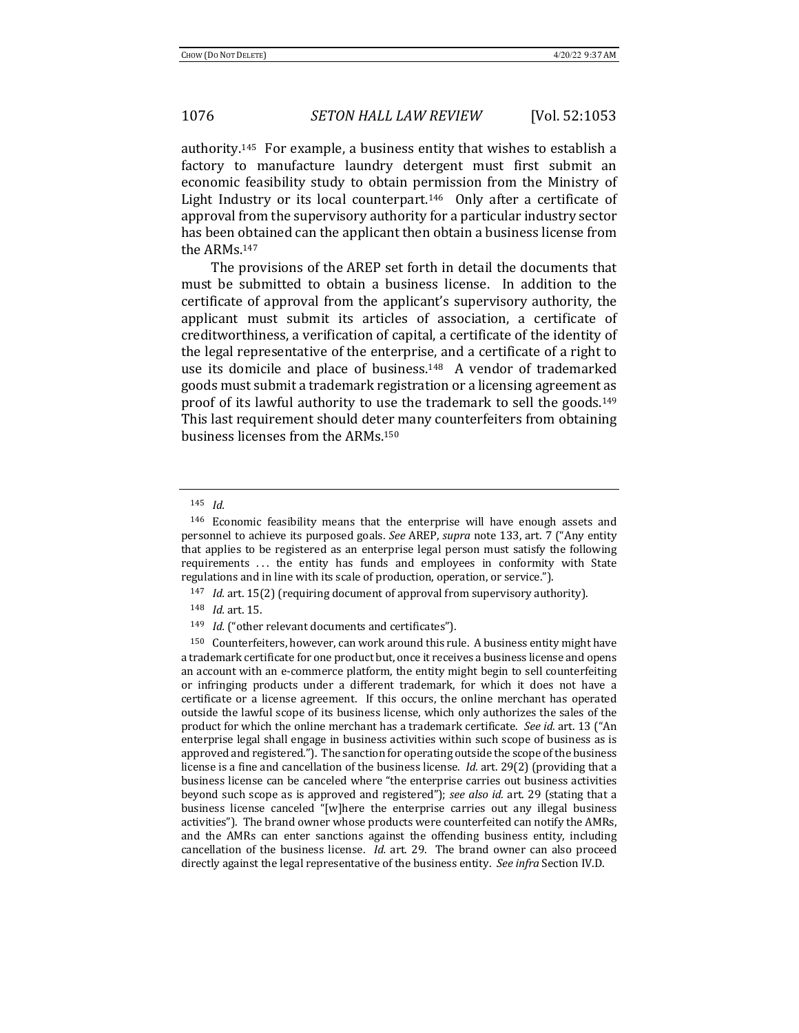authority.[145] For example, a business entity that wishes to establish a factory to manufacture laundry detergent must first submit an economic feasibility study to obtain permission from the Ministry of Light Industry or its local counterpart.[146] Only after a certificate of approval from the supervisory authority for a particular industry sector has been obtained can the applicant then obtain a business license from the ARMs.[147]

The provisions of the AREP set forth in detail the documents that must be submitted to obtain a business license. In addition to the certificate of approval from the applicant's supervisory authority, the applicant must submit its articles of association, a certificate of creditworthiness, a verification of capital, a certificate of the identity of the legal representative of the enterprise, and a certificate of a right to use its domicile and place of business.[148] A vendor of trademarked goods must submit a trademark registration or a licensing agreement as proof of its lawful authority to use the trademark to sell the goods.[149] This last requirement should deter many counterfeiters from obtaining business licenses from the ARMs.[150]

---

[145] *Id.*

[146] Economic feasibility means that the enterprise will have enough assets and personnel to achieve its purposed goals. *See* AREP, *supra* note 133, art. 7 ("Any entity that applies to be registered as an enterprise legal person must satisfy the following requirements . . . the entity has funds and employees in conformity with State regulations and in line with its scale of production, operation, or service.").

[147] *Id.* art. 15(2) (requiring document of approval from supervisory authority).

[148] *Id.* art. 15.

[149] *Id.* ("other relevant documents and certificates").

[150] Counterfeiters, however, can work around this rule. A business entity might have a trademark certificate for one product but, once it receives a business license and opens an account with an e-commerce platform, the entity might begin to sell counterfeiting or infringing products under a different trademark, for which it does not have a certificate or a license agreement. If this occurs, the online merchant has operated outside the lawful scope of its business license, which only authorizes the sales of the product for which the online merchant has a trademark certificate. *See id.* art. 13 ("An enterprise legal shall engage in business activities within such scope of business as is approved and registered."). The sanction for operating outside the scope of the business license is a fine and cancellation of the business license. *Id.* art. 29(2) (providing that a business license can be canceled where "the enterprise carries out business activities beyond such scope as is approved and registered"); *see also id.* art. 29 (stating that a business license canceled "[w]here the enterprise carries out any illegal business activities"). The brand owner whose products were counterfeited can notify the AMRs, and the AMRs can enter sanctions against the offending business entity, including cancellation of the business license. *Id.* art. 29. The brand owner can also proceed directly against the legal representative of the business entity. *See infra* Section IV.D.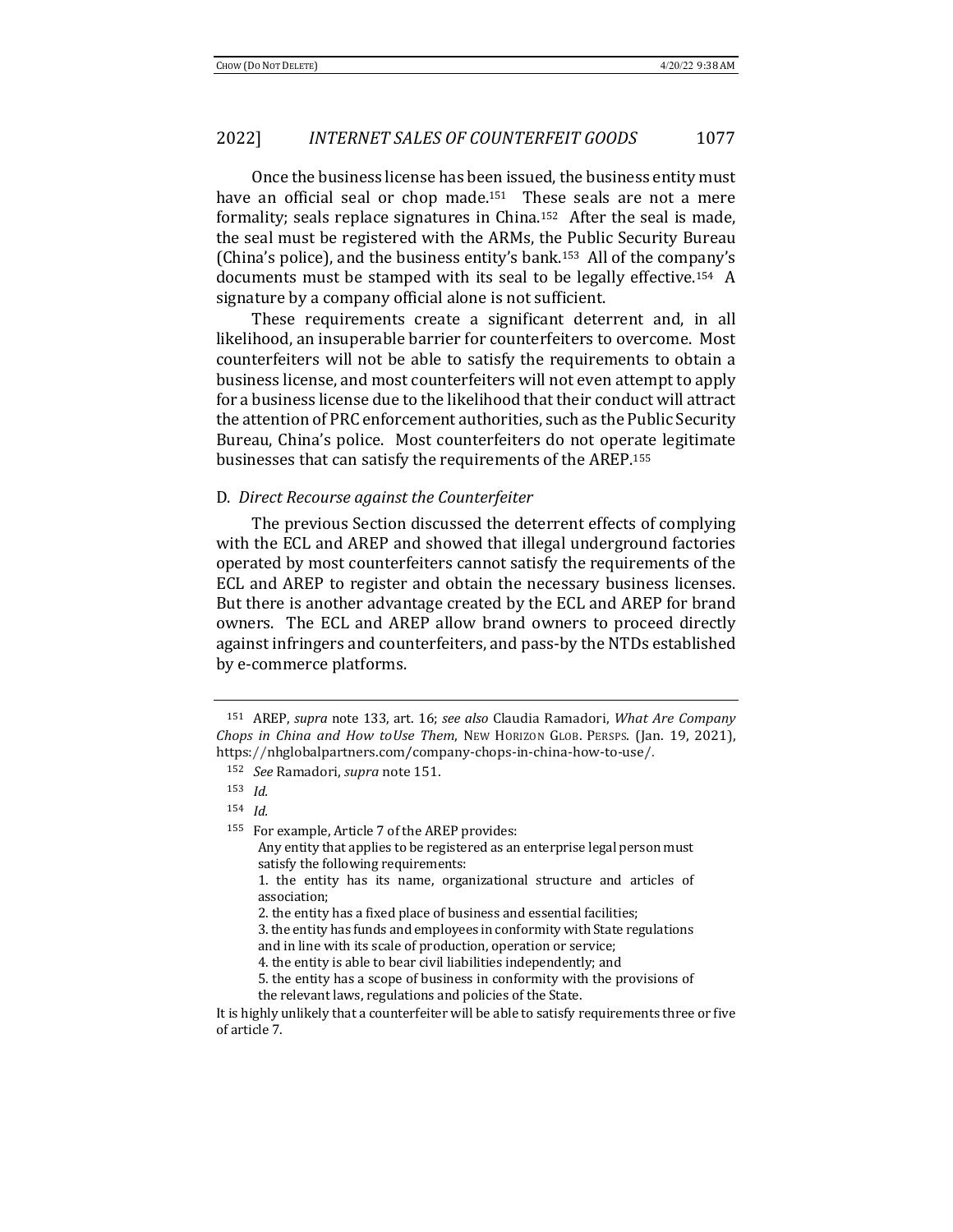Once the business license has been issued, the business entity must have an official seal or chop made.[151] These seals are not a mere formality; seals replace signatures in China.[152] After the seal is made, the seal must be registered with the ARMs, the Public Security Bureau (China's police), and the business entity's bank.[153] All of the company's documents must be stamped with its seal to be legally effective.[154] A signature by a company official alone is not sufficient.

These requirements create a significant deterrent and, in all likelihood, an insuperable barrier for counterfeiters to overcome. Most counterfeiters will not be able to satisfy the requirements to obtain a business license, and most counterfeiters will not even attempt to apply for a business license due to the likelihood that their conduct will attract the attention of PRC enforcement authorities, such as the Public Security Bureau, China's police. Most counterfeiters do not operate legitimate businesses that can satisfy the requirements of the AREP.[155]

### D. *Direct Recourse against the Counterfeiter*

The previous Section discussed the deterrent effects of complying with the ECL and AREP and showed that illegal underground factories operated by most counterfeiters cannot satisfy the requirements of the ECL and AREP to register and obtain the necessary business licenses. But there is another advantage created by the ECL and AREP for brand owners. The ECL and AREP allow brand owners to proceed directly against infringers and counterfeiters, and pass-by the NTDs established by e-commerce platforms.

---

[151] AREP, *supra* note 133, art. 16; *see also* Claudia Ramadori, *What Are Company Chops in China and How toUse Them*, NEW HORIZON GLOB. PERSPS. (Jan. 19, 2021), https://nhglobalpartners.com/company-chops-in-china-how-to-use/.

[152] *See* Ramadori, *supra* note 151.

[153] *Id.*

[154] *Id.*

[155] For example, Article 7 of the AREP provides:

> Any entity that applies to be registered as an enterprise legal person must satisfy the following requirements:
> 1. the entity has its name, organizational structure and articles of association;
> 2. the entity has a fixed place of business and essential facilities;
> 3. the entity has funds and employees in conformity with State regulations and in line with its scale of production, operation or service;
> 4. the entity is able to bear civil liabilities independently; and
> 5. the entity has a scope of business in conformity with the provisions of the relevant laws, regulations and policies of the State.

It is highly unlikely that a counterfeiter will be able to satisfy requirements three or five of article 7.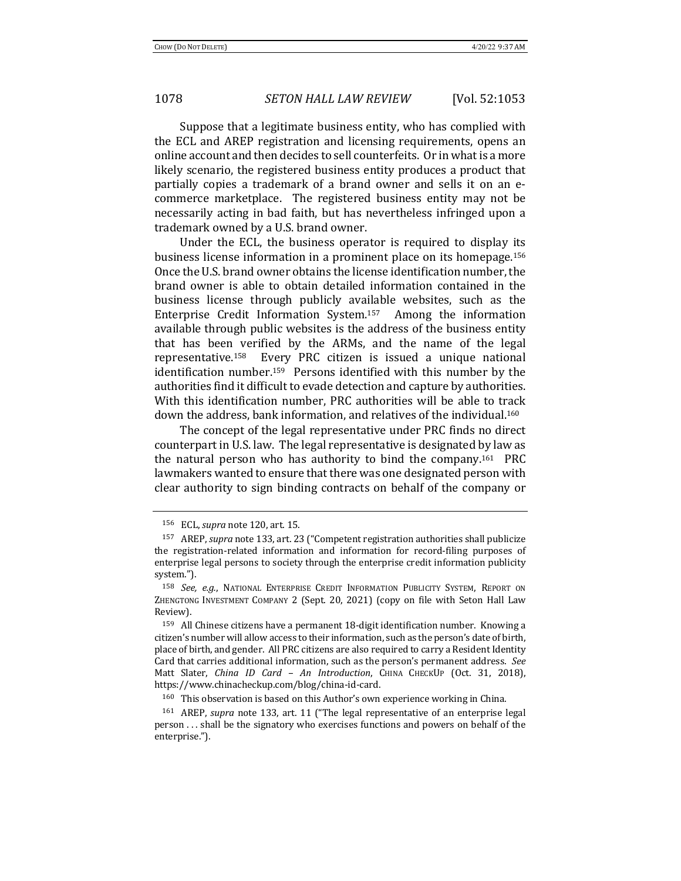Suppose that a legitimate business entity, who has complied with the ECL and AREP registration and licensing requirements, opens an online account and then decides to sell counterfeits. Or in what is a more likely scenario, the registered business entity produces a product that partially copies a trademark of a brand owner and sells it on an e-commerce marketplace. The registered business entity may not be necessarily acting in bad faith, but has nevertheless infringed upon a trademark owned by a U.S. brand owner.

Under the ECL, the business operator is required to display its business license information in a prominent place on its homepage.[156] Once the U.S. brand owner obtains the license identification number, the brand owner is able to obtain detailed information contained in the business license through publicly available websites, such as the Enterprise Credit Information System.[157] Among the information available through public websites is the address of the business entity that has been verified by the ARMs, and the name of the legal representative.[158] Every PRC citizen is issued a unique national identification number.[159] Persons identified with this number by the authorities find it difficult to evade detection and capture by authorities. With this identification number, PRC authorities will be able to track down the address, bank information, and relatives of the individual.[160]

The concept of the legal representative under PRC finds no direct counterpart in U.S. law. The legal representative is designated by law as the natural person who has authority to bind the company.[161] PRC lawmakers wanted to ensure that there was one designated person with clear authority to sign binding contracts on behalf of the company or

---

[156] ECL, *supra* note 120, art. 15.

[157] AREP, *supra* note 133, art. 23 ("Competent registration authorities shall publicize the registration-related information and information for record-filing purposes of enterprise legal persons to society through the enterprise credit information publicity system.").

[158] *See, e.g.*, NATIONAL ENTERPRISE CREDIT INFORMATION PUBLICITY SYSTEM, REPORT ON ZHENGTONG INVESTMENT COMPANY 2 (Sept. 20, 2021) (copy on file with Seton Hall Law Review).

[159] All Chinese citizens have a permanent 18-digit identification number. Knowing a citizen's number will allow access to their information, such as the person's date of birth, place of birth, and gender. All PRC citizens are also required to carry a Resident Identity Card that carries additional information, such as the person's permanent address. *See* Matt Slater, *China ID Card – An Introduction*, CHINA CHECKUP (Oct. 31, 2018), https://www.chinacheckup.com/blog/china-id-card.

[160] This observation is based on this Author's own experience working in China.

[161] AREP, *supra* note 133, art. 11 ("The legal representative of an enterprise legal person . . . shall be the signatory who exercises functions and powers on behalf of the enterprise.").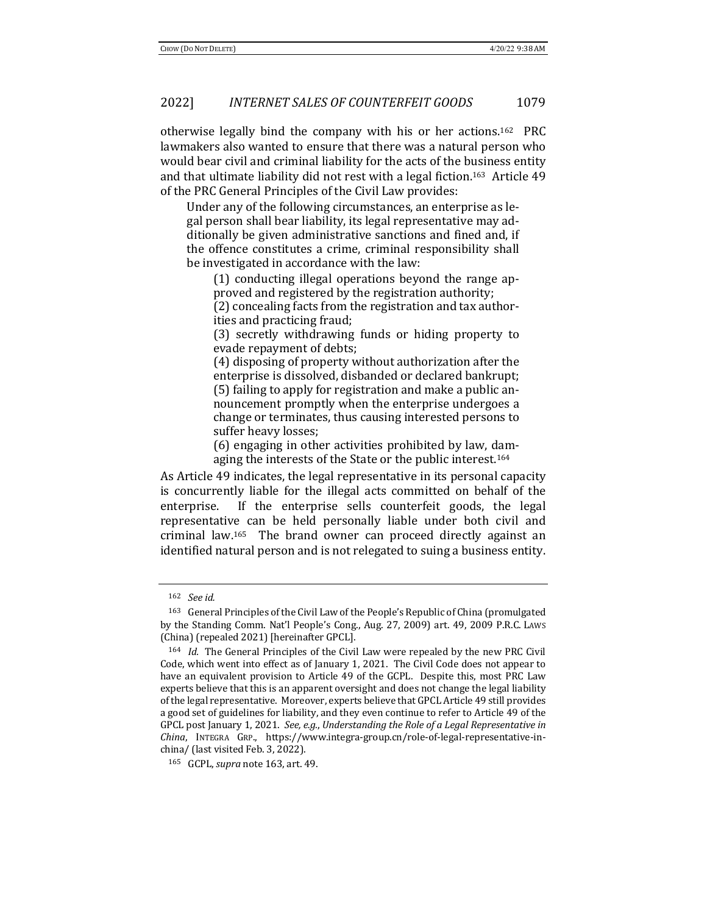otherwise legally bind the company with his or her actions.[162] PRC lawmakers also wanted to ensure that there was a natural person who would bear civil and criminal liability for the acts of the business entity and that ultimate liability did not rest with a legal fiction.[163] Article 49 of the PRC General Principles of the Civil Law provides:

> Under any of the following circumstances, an enterprise as legal person shall bear liability, its legal representative may additionally be given administrative sanctions and fined and, if the offence constitutes a crime, criminal responsibility shall be investigated in accordance with the law:
>
> > (1) conducting illegal operations beyond the range approved and registered by the registration authority;
> > (2) concealing facts from the registration and tax authorities and practicing fraud;
> > (3) secretly withdrawing funds or hiding property to evade repayment of debts;
> > (4) disposing of property without authorization after the enterprise is dissolved, disbanded or declared bankrupt;
> > (5) failing to apply for registration and make a public announcement promptly when the enterprise undergoes a change or terminates, thus causing interested persons to suffer heavy losses;
> > (6) engaging in other activities prohibited by law, damaging the interests of the State or the public interest.[164]

As Article 49 indicates, the legal representative in its personal capacity is concurrently liable for the illegal acts committed on behalf of the enterprise. If the enterprise sells counterfeit goods, the legal representative can be held personally liable under both civil and criminal law.[165] The brand owner can proceed directly against an identified natural person and is not relegated to suing a business entity.

---

[162] *See id.*

[163] General Principles of the Civil Law of the People's Republic of China (promulgated by the Standing Comm. Nat'l People's Cong., Aug. 27, 2009) art. 49, 2009 P.R.C. LAWS (China) (repealed 2021) [hereinafter GPCL].

[164] *Id.* The General Principles of the Civil Law were repealed by the new PRC Civil Code, which went into effect as of January 1, 2021. The Civil Code does not appear to have an equivalent provision to Article 49 of the GCPL. Despite this, most PRC Law experts believe that this is an apparent oversight and does not change the legal liability of the legal representative. Moreover, experts believe that GPCL Article 49 still provides a good set of guidelines for liability, and they even continue to refer to Article 49 of the GPCL post January 1, 2021. *See, e.g.*, *Understanding the Role of a Legal Representative in China*, INTEGRA GRP., https://www.integra-group.cn/role-of-legal-representative-in-china/ (last visited Feb. 3, 2022).

[165] GCPL, *supra* note 163, art. 49.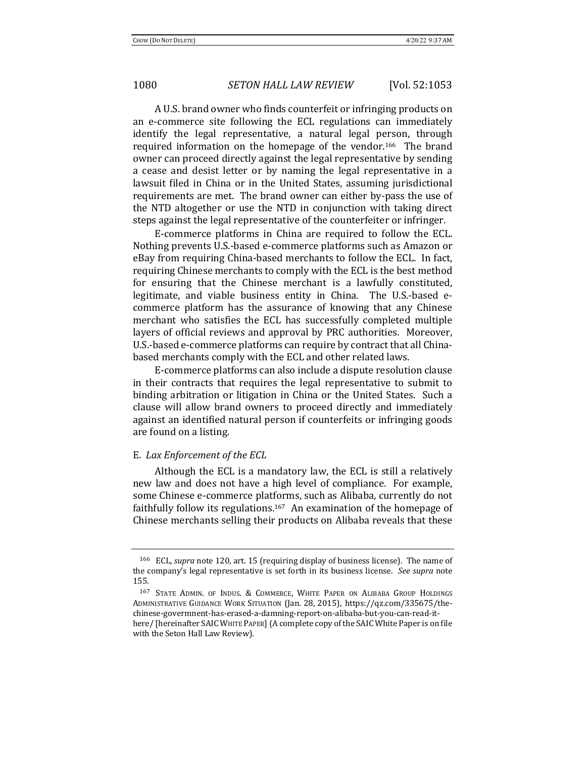A U.S. brand owner who finds counterfeit or infringing products on an e-commerce site following the ECL regulations can immediately identify the legal representative, a natural legal person, through required information on the homepage of the vendor.[166] The brand owner can proceed directly against the legal representative by sending a cease and desist letter or by naming the legal representative in a lawsuit filed in China or in the United States, assuming jurisdictional requirements are met. The brand owner can either by-pass the use of the NTD altogether or use the NTD in conjunction with taking direct steps against the legal representative of the counterfeiter or infringer.

E-commerce platforms in China are required to follow the ECL. Nothing prevents U.S.-based e-commerce platforms such as Amazon or eBay from requiring China-based merchants to follow the ECL. In fact, requiring Chinese merchants to comply with the ECL is the best method for ensuring that the Chinese merchant is a lawfully constituted, legitimate, and viable business entity in China. The U.S.-based e-commerce platform has the assurance of knowing that any Chinese merchant who satisfies the ECL has successfully completed multiple layers of official reviews and approval by PRC authorities. Moreover, U.S.-based e-commerce platforms can require by contract that all China-based merchants comply with the ECL and other related laws.

E-commerce platforms can also include a dispute resolution clause in their contracts that requires the legal representative to submit to binding arbitration or litigation in China or the United States. Such a clause will allow brand owners to proceed directly and immediately against an identified natural person if counterfeits or infringing goods are found on a listing.

### E. *Lax Enforcement of the ECL*

Although the ECL is a mandatory law, the ECL is still a relatively new law and does not have a high level of compliance. For example, some Chinese e-commerce platforms, such as Alibaba, currently do not faithfully follow its regulations.[167] An examination of the homepage of Chinese merchants selling their products on Alibaba reveals that these

---

[166] ECL, *supra* note 120, art. 15 (requiring display of business license). The name of the company's legal representative is set forth in its business license. *See supra* note 155.

[167] STATE ADMIN. OF INDUS. & COMMERCE, WHITE PAPER ON ALIBABA GROUP HOLDINGS ADMINISTRATIVE GUIDANCE WORK SITUATION (Jan. 28, 2015), https://qz.com/335675/the-chinese-govermnent-has-erased-a-damning-report-on-alibaba-but-you-can-read-it-here/ [hereinafter SAIC WHITE PAPER] (A complete copy of the SAIC White Paper is on file with the Seton Hall Law Review).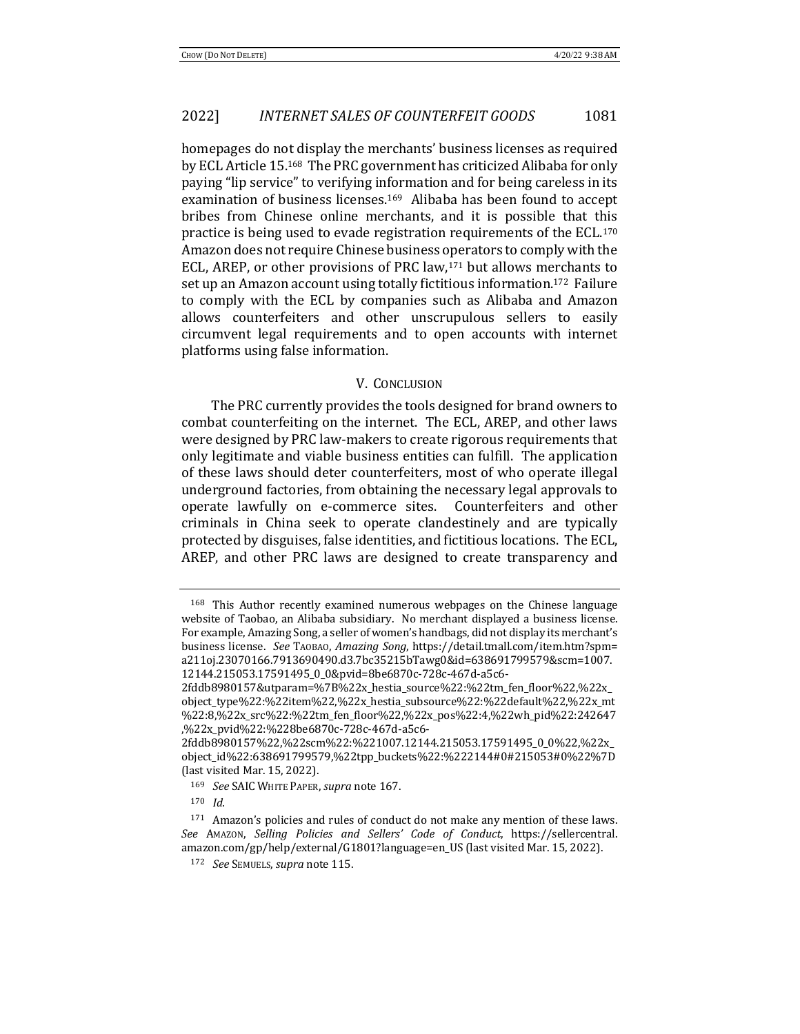homepages do not display the merchants' business licenses as required by ECL Article 15.[168] The PRC government has criticized Alibaba for only paying "lip service" to verifying information and for being careless in its examination of business licenses.[169] Alibaba has been found to accept bribes from Chinese online merchants, and it is possible that this practice is being used to evade registration requirements of the ECL.[170] Amazon does not require Chinese business operators to comply with the ECL, AREP, or other provisions of PRC law,[171] but allows merchants to set up an Amazon account using totally fictitious information.[172] Failure to comply with the ECL by companies such as Alibaba and Amazon allows counterfeiters and other unscrupulous sellers to easily circumvent legal requirements and to open accounts with internet platforms using false information.

## V. CONCLUSION

The PRC currently provides the tools designed for brand owners to combat counterfeiting on the internet. The ECL, AREP, and other laws were designed by PRC law-makers to create rigorous requirements that only legitimate and viable business entities can fulfill. The application of these laws should deter counterfeiters, most of who operate illegal underground factories, from obtaining the necessary legal approvals to operate lawfully on e-commerce sites. Counterfeiters and other criminals in China seek to operate clandestinely and are typically protected by disguises, false identities, and fictitious locations. The ECL, AREP, and other PRC laws are designed to create transparency and

---

[168] This Author recently examined numerous webpages on the Chinese language website of Taobao, an Alibaba subsidiary. No merchant displayed a business license. For example, Amazing Song, a seller of women's handbags, did not display its merchant's business license. *See* TAOBAO, *Amazing Song*, https://detail.tmall.com/item.htm?spm=a211oj.23070166.7913690490.d3.7bc35215bTawg0&id=638691799579&scm=1007.12144.215053.17591495_0_0&pvid=8be6870c-728c-467d-a5c6-2fddb8980157&utparam=%7B%22x_hestia_source%22:%22tm_fen_floor%22,%22x_object_type%22:%22item%22,%22x_hestia_subsource%22:%22default%22,%22x_mt%22:8,%22x_src%22:%22tm_fen_floor%22,%22x_pos%22:4,%22wh_pid%22:242647,%22x_pvid%22:%228be6870c-728c-467d-a5c6-2fddb8980157%22,%22scm%22:%221007.12144.215053.17591495_0_0%22,%22x_object_id%22:638691799579,%22tpp_buckets%22:%222144#0#215053#0%22%7D (last visited Mar. 15, 2022).

[169] *See* SAIC WHITE PAPER, *supra* note 167.

[170] *Id.*

[171] Amazon's policies and rules of conduct do not make any mention of these laws. *See* AMAZON, *Selling Policies and Sellers' Code of Conduct*, https://sellercentral.amazon.com/gp/help/external/G1801?language=en_US (last visited Mar. 15, 2022).

[172] *See* SEMUELS, *supra* note 115.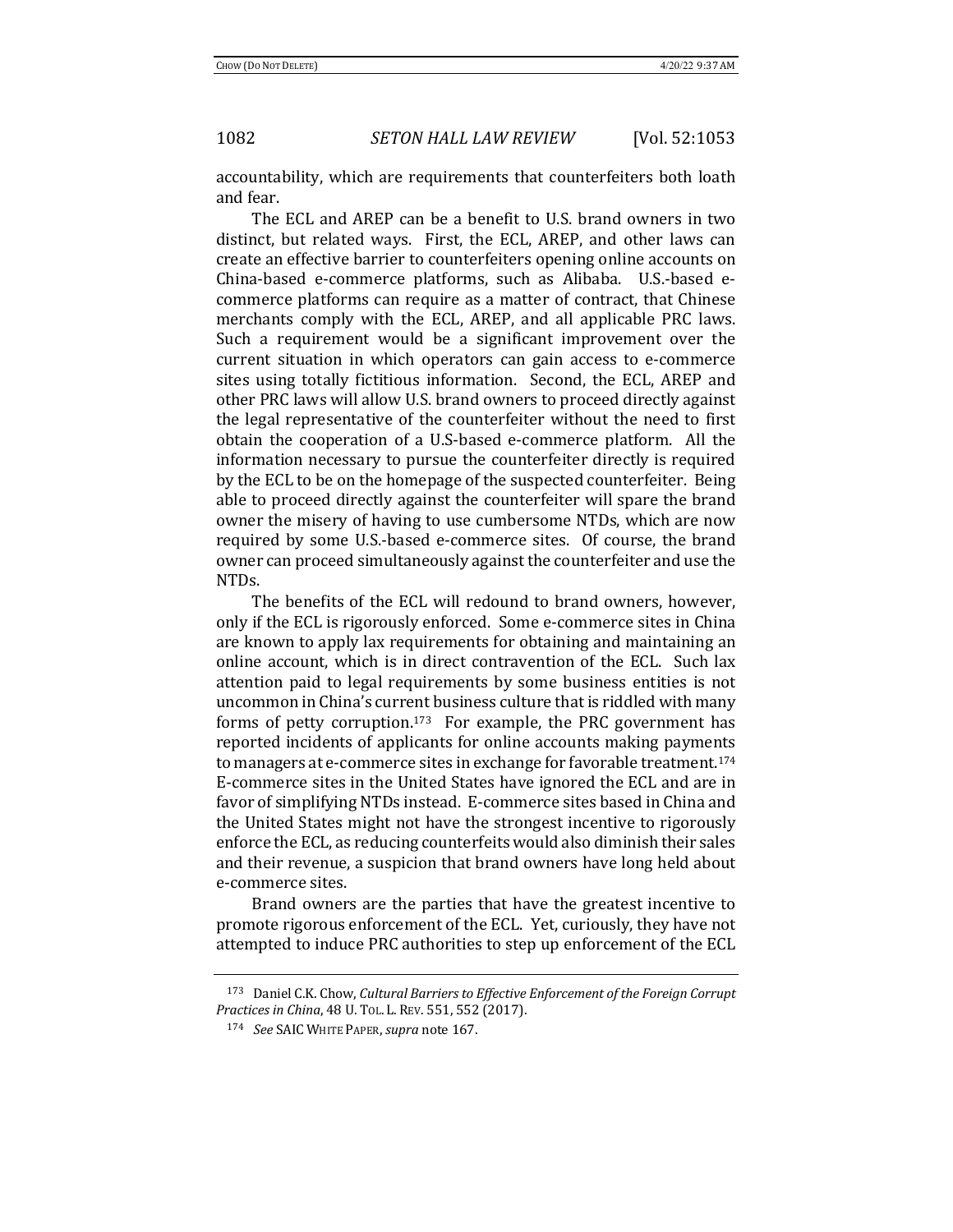accountability, which are requirements that counterfeiters both loath and fear.

The ECL and AREP can be a benefit to U.S. brand owners in two distinct, but related ways. First, the ECL, AREP, and other laws can create an effective barrier to counterfeiters opening online accounts on China-based e-commerce platforms, such as Alibaba. U.S.-based e-commerce platforms can require as a matter of contract, that Chinese merchants comply with the ECL, AREP, and all applicable PRC laws. Such a requirement would be a significant improvement over the current situation in which operators can gain access to e-commerce sites using totally fictitious information. Second, the ECL, AREP and other PRC laws will allow U.S. brand owners to proceed directly against the legal representative of the counterfeiter without the need to first obtain the cooperation of a U.S-based e-commerce platform. All the information necessary to pursue the counterfeiter directly is required by the ECL to be on the homepage of the suspected counterfeiter. Being able to proceed directly against the counterfeiter will spare the brand owner the misery of having to use cumbersome NTDs, which are now required by some U.S.-based e-commerce sites. Of course, the brand owner can proceed simultaneously against the counterfeiter and use the NTDs.

The benefits of the ECL will redound to brand owners, however, only if the ECL is rigorously enforced. Some e-commerce sites in China are known to apply lax requirements for obtaining and maintaining an online account, which is in direct contravention of the ECL. Such lax attention paid to legal requirements by some business entities is not uncommon in China's current business culture that is riddled with many forms of petty corruption.[173] For example, the PRC government has reported incidents of applicants for online accounts making payments to managers at e-commerce sites in exchange for favorable treatment.[174] E-commerce sites in the United States have ignored the ECL and are in favor of simplifying NTDs instead. E-commerce sites based in China and the United States might not have the strongest incentive to rigorously enforce the ECL, as reducing counterfeits would also diminish their sales and their revenue, a suspicion that brand owners have long held about e-commerce sites.

Brand owners are the parties that have the greatest incentive to promote rigorous enforcement of the ECL. Yet, curiously, they have not attempted to induce PRC authorities to step up enforcement of the ECL

[173] Daniel C.K. Chow, *Cultural Barriers to Effective Enforcement of the Foreign Corrupt Practices in China*, 48 U. TOL. L. REV. 551, 552 (2017).

[174] *See* SAIC WHITE PAPER, *supra* note 167.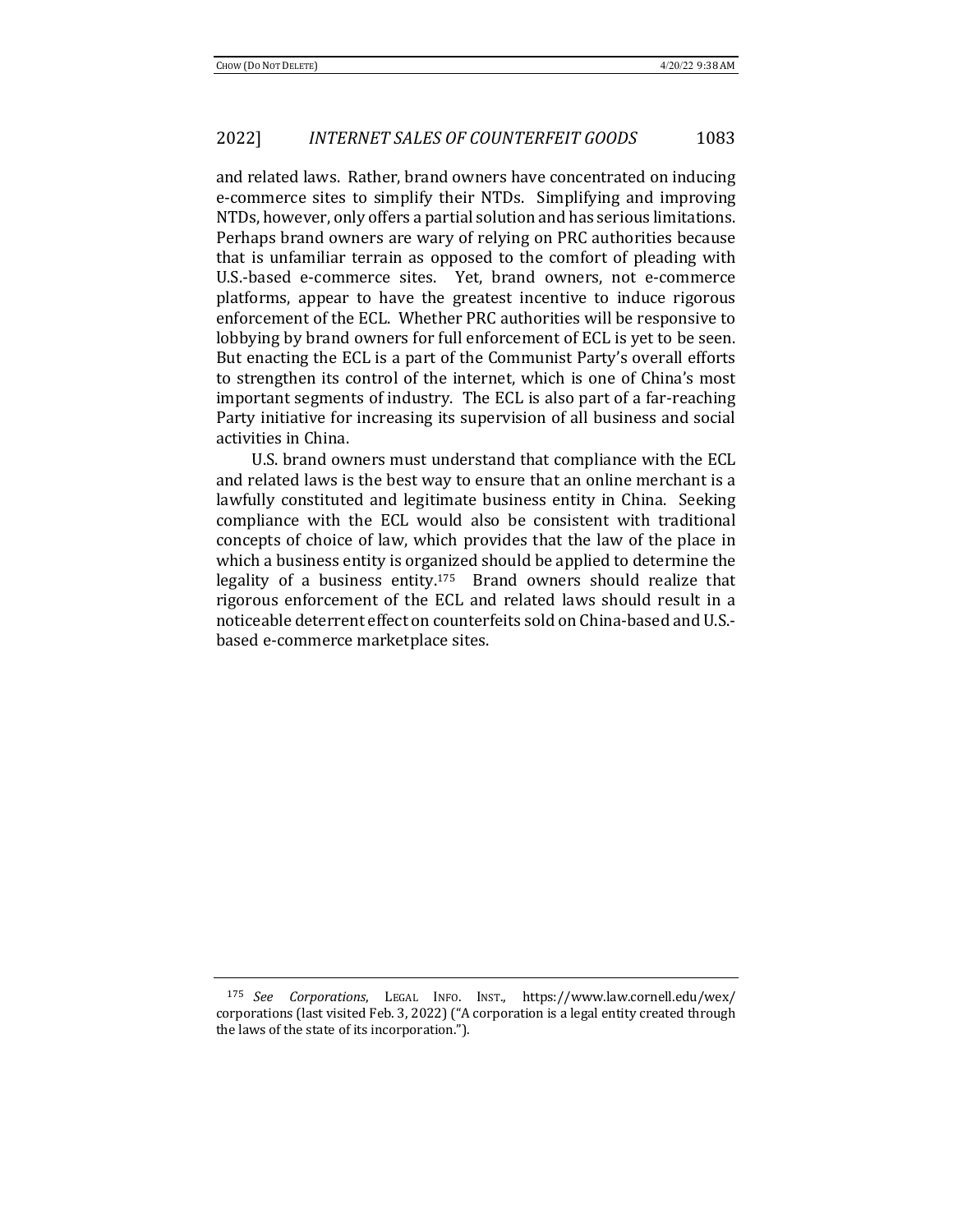and related laws. Rather, brand owners have concentrated on inducing e-commerce sites to simplify their NTDs. Simplifying and improving NTDs, however, only offers a partial solution and has serious limitations. Perhaps brand owners are wary of relying on PRC authorities because that is unfamiliar terrain as opposed to the comfort of pleading with U.S.-based e-commerce sites. Yet, brand owners, not e-commerce platforms, appear to have the greatest incentive to induce rigorous enforcement of the ECL. Whether PRC authorities will be responsive to lobbying by brand owners for full enforcement of ECL is yet to be seen. But enacting the ECL is a part of the Communist Party's overall efforts to strengthen its control of the internet, which is one of China's most important segments of industry. The ECL is also part of a far-reaching Party initiative for increasing its supervision of all business and social activities in China.

U.S. brand owners must understand that compliance with the ECL and related laws is the best way to ensure that an online merchant is a lawfully constituted and legitimate business entity in China. Seeking compliance with the ECL would also be consistent with traditional concepts of choice of law, which provides that the law of the place in which a business entity is organized should be applied to determine the legality of a business entity.[175] Brand owners should realize that rigorous enforcement of the ECL and related laws should result in a noticeable deterrent effect on counterfeits sold on China-based and U.S.-based e-commerce marketplace sites.

---

[175] *See Corporations*, LEGAL INFO. INST., https://www.law.cornell.edu/wex/corporations (last visited Feb. 3, 2022) ("A corporation is a legal entity created through the laws of the state of its incorporation.").